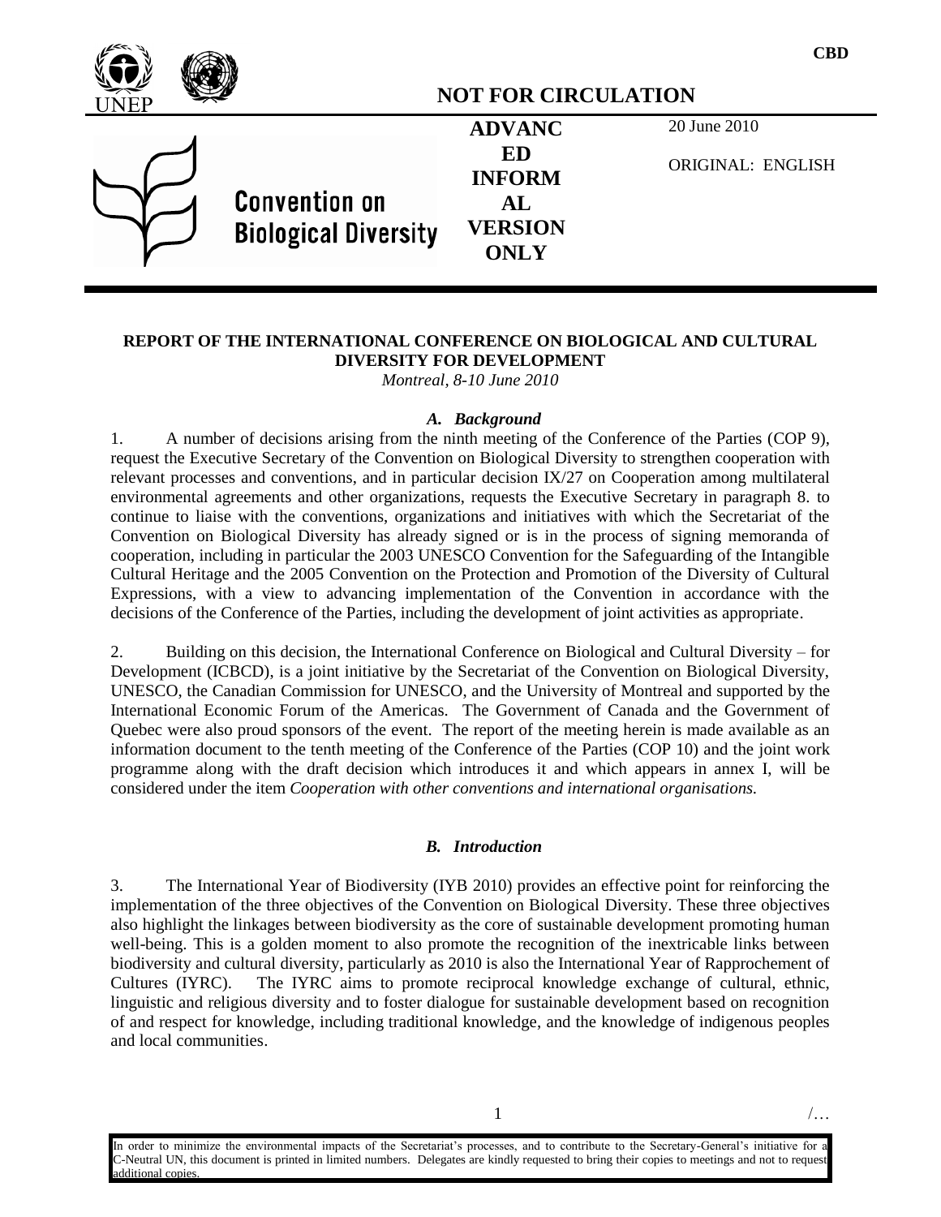CBD

**NOT FOR CIRCULATION**

**ADVANCED INFORMAL VERSION ONLY**

20 June 2010

ORIGINAL: ENGLISH

Convention on Biological Diversity

## REPORT OF THE INTERNATIONAL CONFERENCE ON BIOLOGICAL AND CULTURAL DIVERSITY FOR DEVELOPMENT

*Montreal, 8-10 June 2010*

### *A. Background*

1. A number of decisions arising from the ninth meeting of the Conference of the Parties (COP 9), request the Executive Secretary of the Convention on Biological Diversity to strengthen cooperation with relevant processes and conventions, and in particular decision IX/27 on Cooperation among multilateral environmental agreements and other organizations, requests the Executive Secretary in paragraph 8. to continue to liaise with the conventions, organizations and initiatives with which the Secretariat of the Convention on Biological Diversity has already signed or is in the process of signing memoranda of cooperation, including in particular the 2003 UNESCO Convention for the Safeguarding of the Intangible Cultural Heritage and the 2005 Convention on the Protection and Promotion of the Diversity of Cultural Expressions, with a view to advancing implementation of the Convention in accordance with the decisions of the Conference of the Parties, including the development of joint activities as appropriate.

2. Building on this decision, the International Conference on Biological and Cultural Diversity – for Development (ICBCD), is a joint initiative by the Secretariat of the Convention on Biological Diversity, UNESCO, the Canadian Commission for UNESCO, and the University of Montreal and supported by the International Economic Forum of the Americas. The Government of Canada and the Government of Quebec were also proud sponsors of the event. The report of the meeting herein is made available as an information document to the tenth meeting of the Conference of the Parties (COP 10) and the joint work programme along with the draft decision which introduces it and which appears in annex I, will be considered under the item *Cooperation with other conventions and international organisations.*

### *B. Introduction*

3. The International Year of Biodiversity (IYB 2010) provides an effective point for reinforcing the implementation of the three objectives of the Convention on Biological Diversity. These three objectives also highlight the linkages between biodiversity as the core of sustainable development promoting human well-being. This is a golden moment to also promote the recognition of the inextricable links between biodiversity and cultural diversity, particularly as 2010 is also the International Year of Rapprochement of Cultures (IYRC). The IYRC aims to promote reciprocal knowledge exchange of cultural, ethnic, linguistic and religious diversity and to foster dialogue for sustainable development based on recognition of and respect for knowledge, including traditional knowledge, and the knowledge of indigenous peoples and local communities.

In order to minimize the environmental impacts of the Secretariat's processes, and to contribute to the Secretary-General's initiative for a C-Neutral UN, this document is printed in limited numbers. Delegates are kindly requested to bring their copies to meetings and not to request additional copies.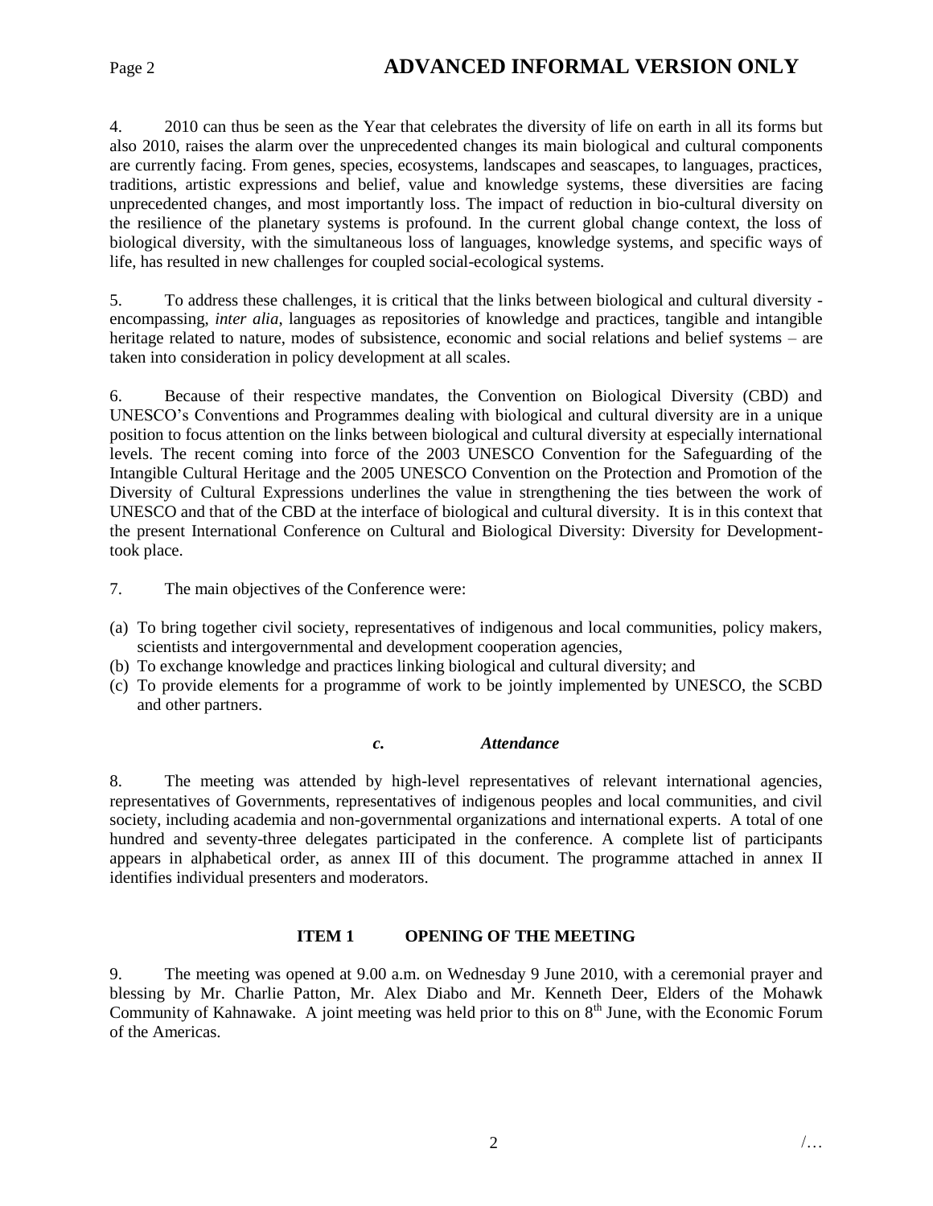4. 2010 can thus be seen as the Year that celebrates the diversity of life on earth in all its forms but also 2010, raises the alarm over the unprecedented changes its main biological and cultural components are currently facing. From genes, species, ecosystems, landscapes and seascapes, to languages, practices, traditions, artistic expressions and belief, value and knowledge systems, these diversities are facing unprecedented changes, and most importantly loss. The impact of reduction in bio-cultural diversity on the resilience of the planetary systems is profound. In the current global change context, the loss of biological diversity, with the simultaneous loss of languages, knowledge systems, and specific ways of life, has resulted in new challenges for coupled social-ecological systems.

5. To address these challenges, it is critical that the links between biological and cultural diversity - encompassing, *inter alia*, languages as repositories of knowledge and practices, tangible and intangible heritage related to nature, modes of subsistence, economic and social relations and belief systems – are taken into consideration in policy development at all scales.

6. Because of their respective mandates, the Convention on Biological Diversity (CBD) and UNESCO's Conventions and Programmes dealing with biological and cultural diversity are in a unique position to focus attention on the links between biological and cultural diversity at especially international levels. The recent coming into force of the 2003 UNESCO Convention for the Safeguarding of the Intangible Cultural Heritage and the 2005 UNESCO Convention on the Protection and Promotion of the Diversity of Cultural Expressions underlines the value in strengthening the ties between the work of UNESCO and that of the CBD at the interface of biological and cultural diversity. It is in this context that the present International Conference on Cultural and Biological Diversity: Diversity for Development-took place.

7. The main objectives of the Conference were:

(a) To bring together civil society, representatives of indigenous and local communities, policy makers, scientists and intergovernmental and development cooperation agencies,
(b) To exchange knowledge and practices linking biological and cultural diversity; and
(c) To provide elements for a programme of work to be jointly implemented by UNESCO, the SCBD and other partners.

### *c. Attendance*

8. The meeting was attended by high-level representatives of relevant international agencies, representatives of Governments, representatives of indigenous peoples and local communities, and civil society, including academia and non-governmental organizations and international experts. A total of one hundred and seventy-three delegates participated in the conference. A complete list of participants appears in alphabetical order, as annex III of this document. The programme attached in annex II identifies individual presenters and moderators.

## ITEM 1 OPENING OF THE MEETING

9. The meeting was opened at 9.00 a.m. on Wednesday 9 June 2010, with a ceremonial prayer and blessing by Mr. Charlie Patton, Mr. Alex Diabo and Mr. Kenneth Deer, Elders of the Mohawk Community of Kahnawake. A joint meeting was held prior to this on 8th June, with the Economic Forum of the Americas.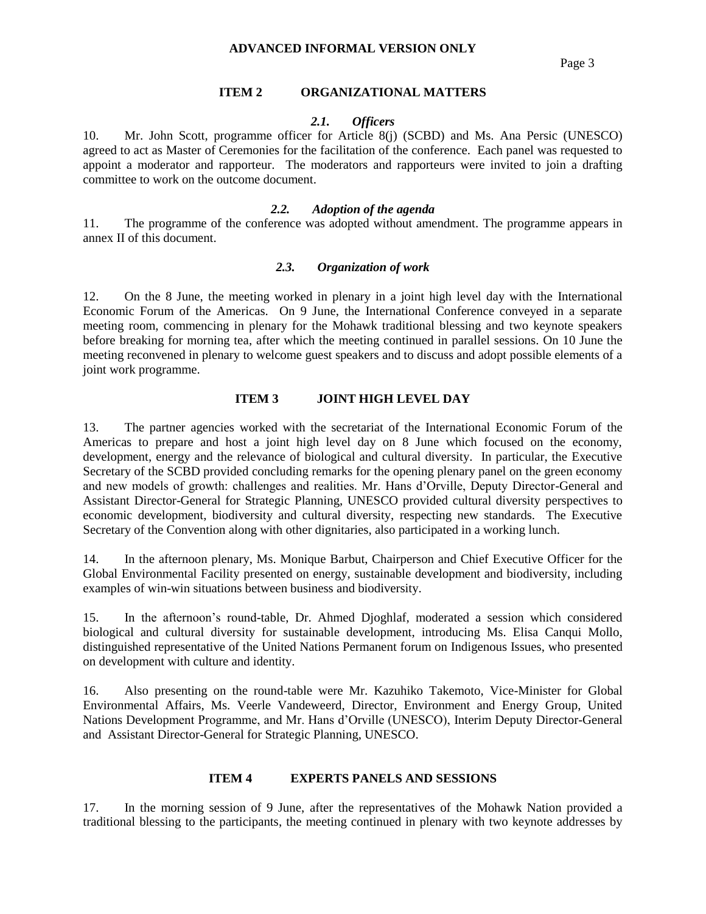## ITEM 2 ORGANIZATIONAL MATTERS

### *2.1. Officers*

10. Mr. John Scott, programme officer for Article 8(j) (SCBD) and Ms. Ana Persic (UNESCO) agreed to act as Master of Ceremonies for the facilitation of the conference. Each panel was requested to appoint a moderator and rapporteur. The moderators and rapporteurs were invited to join a drafting committee to work on the outcome document.

### *2.2. Adoption of the agenda*

11. The programme of the conference was adopted without amendment. The programme appears in annex II of this document.

### *2.3. Organization of work*

12. On the 8 June, the meeting worked in plenary in a joint high level day with the International Economic Forum of the Americas. On 9 June, the International Conference conveyed in a separate meeting room, commencing in plenary for the Mohawk traditional blessing and two keynote speakers before breaking for morning tea, after which the meeting continued in parallel sessions. On 10 June the meeting reconvened in plenary to welcome guest speakers and to discuss and adopt possible elements of a joint work programme.

## ITEM 3 JOINT HIGH LEVEL DAY

13. The partner agencies worked with the secretariat of the International Economic Forum of the Americas to prepare and host a joint high level day on 8 June which focused on the economy, development, energy and the relevance of biological and cultural diversity. In particular, the Executive Secretary of the SCBD provided concluding remarks for the opening plenary panel on the green economy and new models of growth: challenges and realities. Mr. Hans d'Orville, Deputy Director-General and Assistant Director-General for Strategic Planning, UNESCO provided cultural diversity perspectives to economic development, biodiversity and cultural diversity, respecting new standards. The Executive Secretary of the Convention along with other dignitaries, also participated in a working lunch.

14. In the afternoon plenary, Ms. Monique Barbut, Chairperson and Chief Executive Officer for the Global Environmental Facility presented on energy, sustainable development and biodiversity, including examples of win-win situations between business and biodiversity.

15. In the afternoon's round-table, Dr. Ahmed Djoghlaf, moderated a session which considered biological and cultural diversity for sustainable development, introducing Ms. Elisa Canqui Mollo, distinguished representative of the United Nations Permanent forum on Indigenous Issues, who presented on development with culture and identity.

16. Also presenting on the round-table were Mr. Kazuhiko Takemoto, Vice-Minister for Global Environmental Affairs, Ms. Veerle Vandeweerd, Director, Environment and Energy Group, United Nations Development Programme, and Mr. Hans d'Orville (UNESCO), Interim Deputy Director-General and Assistant Director-General for Strategic Planning, UNESCO.

## ITEM 4 EXPERTS PANELS AND SESSIONS

17. In the morning session of 9 June, after the representatives of the Mohawk Nation provided a traditional blessing to the participants, the meeting continued in plenary with two keynote addresses by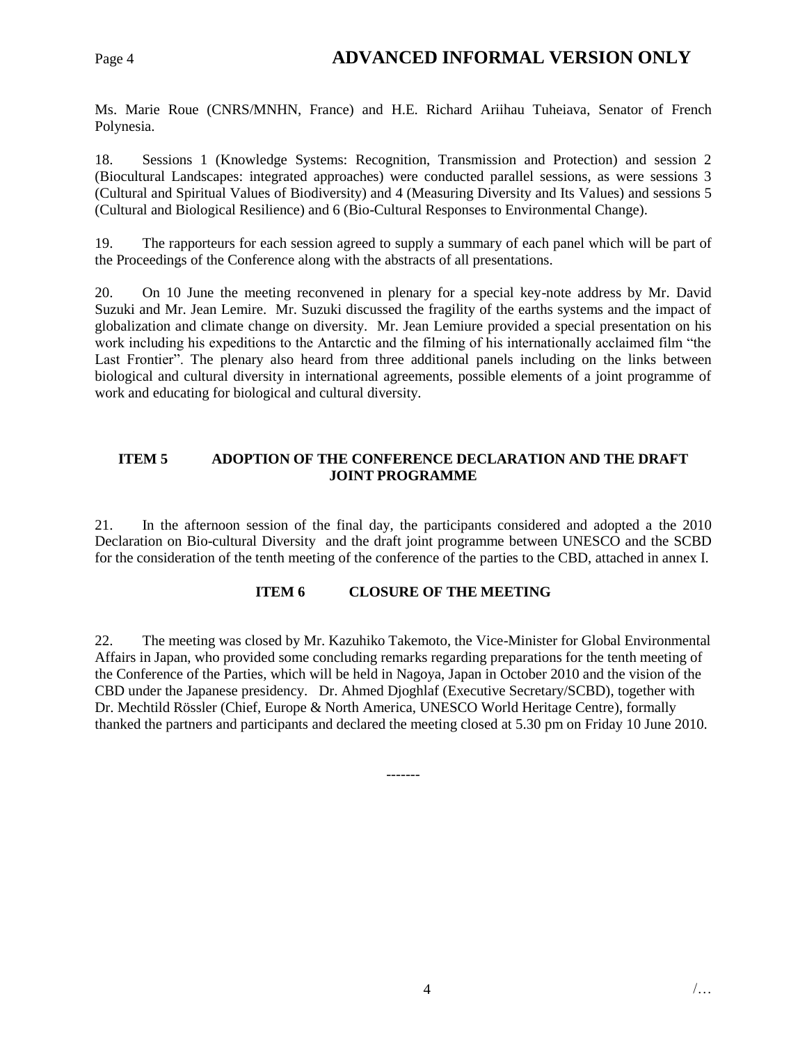Ms. Marie Roue (CNRS/MNHN, France) and H.E. Richard Ariihau Tuheiava, Senator of French Polynesia.

18. Sessions 1 (Knowledge Systems: Recognition, Transmission and Protection) and session 2 (Biocultural Landscapes: integrated approaches) were conducted parallel sessions, as were sessions 3 (Cultural and Spiritual Values of Biodiversity) and 4 (Measuring Diversity and Its Values) and sessions 5 (Cultural and Biological Resilience) and 6 (Bio-Cultural Responses to Environmental Change).

19. The rapporteurs for each session agreed to supply a summary of each panel which will be part of the Proceedings of the Conference along with the abstracts of all presentations.

20. On 10 June the meeting reconvened in plenary for a special key-note address by Mr. David Suzuki and Mr. Jean Lemire. Mr. Suzuki discussed the fragility of the earths systems and the impact of globalization and climate change on diversity. Mr. Jean Lemiure provided a special presentation on his work including his expeditions to the Antarctic and the filming of his internationally acclaimed film "the Last Frontier". The plenary also heard from three additional panels including on the links between biological and cultural diversity in international agreements, possible elements of a joint programme of work and educating for biological and cultural diversity.

## ITEM 5 ADOPTION OF THE CONFERENCE DECLARATION AND THE DRAFT JOINT PROGRAMME

21. In the afternoon session of the final day, the participants considered and adopted a the 2010 Declaration on Bio-cultural Diversity and the draft joint programme between UNESCO and the SCBD for the consideration of the tenth meeting of the conference of the parties to the CBD, attached in annex I.

## ITEM 6 CLOSURE OF THE MEETING

22. The meeting was closed by Mr. Kazuhiko Takemoto, the Vice-Minister for Global Environmental Affairs in Japan, who provided some concluding remarks regarding preparations for the tenth meeting of the Conference of the Parties, which will be held in Nagoya, Japan in October 2010 and the vision of the CBD under the Japanese presidency. Dr. Ahmed Djoghlaf (Executive Secretary/SCBD), together with Dr. Mechtild Rössler (Chief, Europe & North America, UNESCO World Heritage Centre), formally thanked the partners and participants and declared the meeting closed at 5.30 pm on Friday 10 June 2010.

-------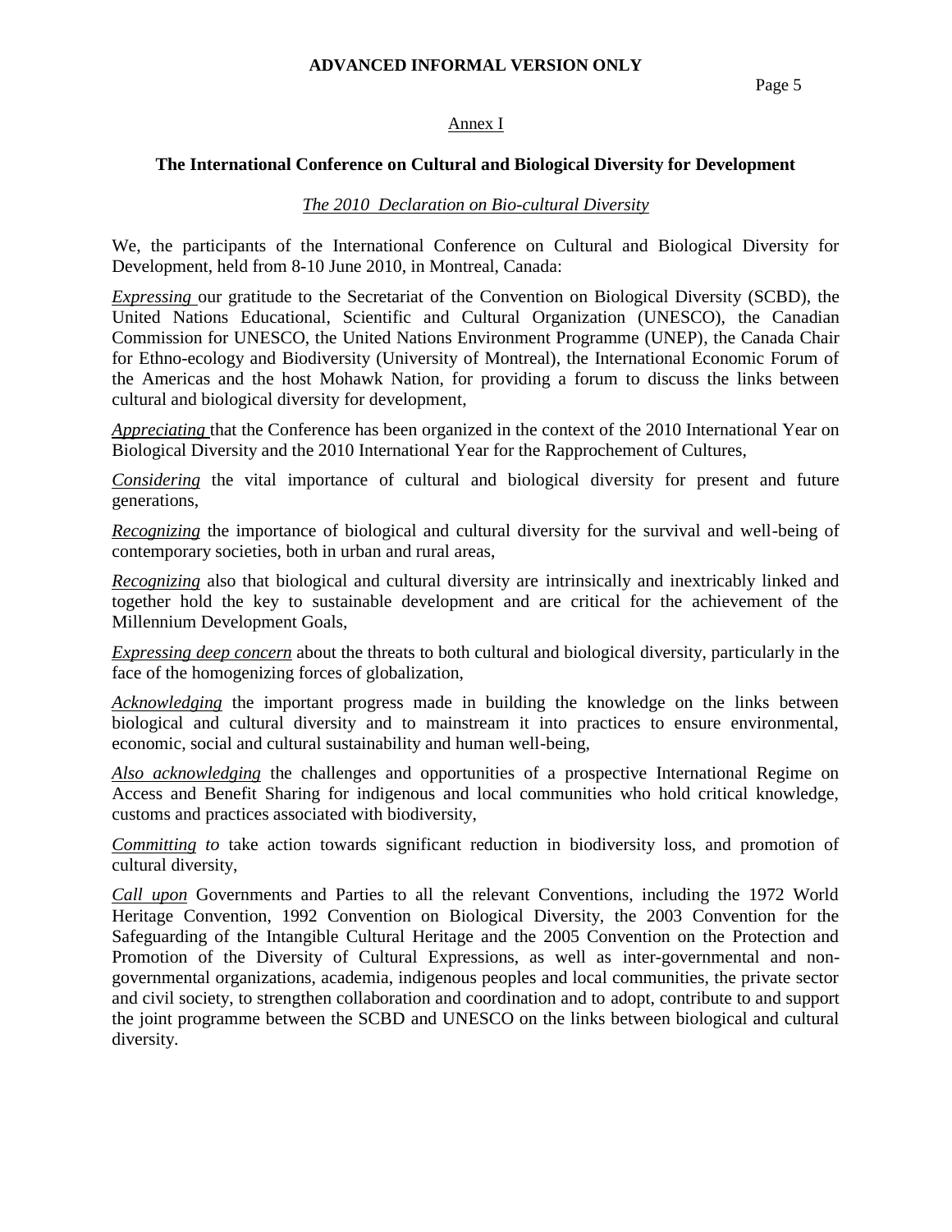Annex I

## The International Conference on Cultural and Biological Diversity for Development

*The 2010 Declaration on Bio-cultural Diversity*

We, the participants of the International Conference on Cultural and Biological Diversity for Development, held from 8-10 June 2010, in Montreal, Canada:

*Expressing* our gratitude to the Secretariat of the Convention on Biological Diversity (SCBD), the United Nations Educational, Scientific and Cultural Organization (UNESCO), the Canadian Commission for UNESCO, the United Nations Environment Programme (UNEP), the Canada Chair for Ethno-ecology and Biodiversity (University of Montreal), the International Economic Forum of the Americas and the host Mohawk Nation, for providing a forum to discuss the links between cultural and biological diversity for development,

*Appreciating* that the Conference has been organized in the context of the 2010 International Year on Biological Diversity and the 2010 International Year for the Rapprochement of Cultures,

*Considering* the vital importance of cultural and biological diversity for present and future generations,

*Recognizing* the importance of biological and cultural diversity for the survival and well-being of contemporary societies, both in urban and rural areas,

*Recognizing* also that biological and cultural diversity are intrinsically and inextricably linked and together hold the key to sustainable development and are critical for the achievement of the Millennium Development Goals,

*Expressing deep concern* about the threats to both cultural and biological diversity, particularly in the face of the homogenizing forces of globalization,

*Acknowledging* the important progress made in building the knowledge on the links between biological and cultural diversity and to mainstream it into practices to ensure environmental, economic, social and cultural sustainability and human well-being,

*Also acknowledging* the challenges and opportunities of a prospective International Regime on Access and Benefit Sharing for indigenous and local communities who hold critical knowledge, customs and practices associated with biodiversity,

*Committing to* take action towards significant reduction in biodiversity loss, and promotion of cultural diversity,

*Call upon* Governments and Parties to all the relevant Conventions, including the 1972 World Heritage Convention, 1992 Convention on Biological Diversity, the 2003 Convention for the Safeguarding of the Intangible Cultural Heritage and the 2005 Convention on the Protection and Promotion of the Diversity of Cultural Expressions, as well as inter-governmental and non-governmental organizations, academia, indigenous peoples and local communities, the private sector and civil society, to strengthen collaboration and coordination and to adopt, contribute to and support the joint programme between the SCBD and UNESCO on the links between biological and cultural diversity.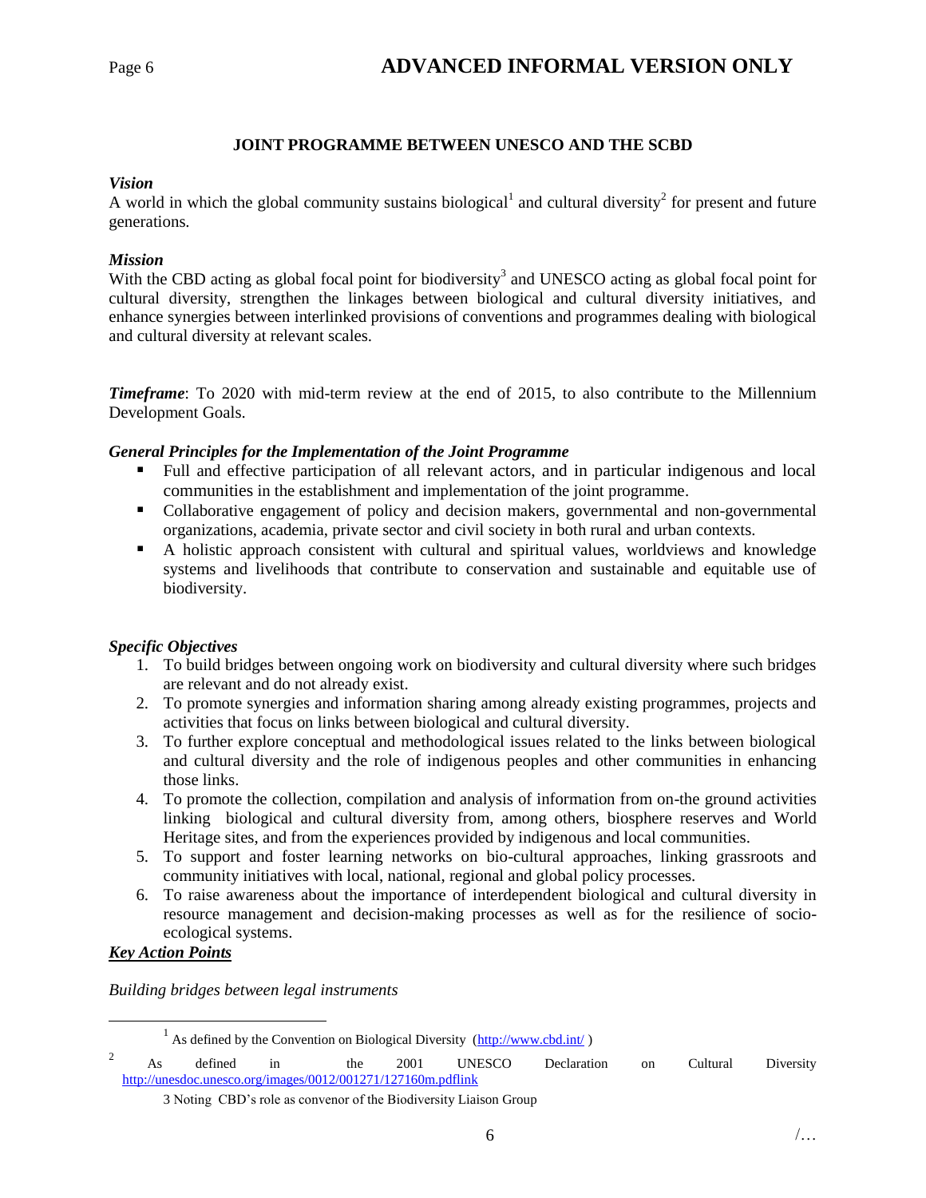## JOINT PROGRAMME BETWEEN UNESCO AND THE SCBD

***Vision***

A world in which the global community sustains biological[1] and cultural diversity[2] for present and future generations.

***Mission***

With the CBD acting as global focal point for biodiversity[3] and UNESCO acting as global focal point for cultural diversity, strengthen the linkages between biological and cultural diversity initiatives, and enhance synergies between interlinked provisions of conventions and programmes dealing with biological and cultural diversity at relevant scales.

***Timeframe***: To 2020 with mid-term review at the end of 2015, to also contribute to the Millennium Development Goals.

***General Principles for the Implementation of the Joint Programme***

- Full and effective participation of all relevant actors, and in particular indigenous and local communities in the establishment and implementation of the joint programme.
- Collaborative engagement of policy and decision makers, governmental and non-governmental organizations, academia, private sector and civil society in both rural and urban contexts.
- A holistic approach consistent with cultural and spiritual values, worldviews and knowledge systems and livelihoods that contribute to conservation and sustainable and equitable use of biodiversity.

***Specific Objectives***

1. To build bridges between ongoing work on biodiversity and cultural diversity where such bridges are relevant and do not already exist.
2. To promote synergies and information sharing among already existing programmes, projects and activities that focus on links between biological and cultural diversity.
3. To further explore conceptual and methodological issues related to the links between biological and cultural diversity and the role of indigenous peoples and other communities in enhancing those links.
4. To promote the collection, compilation and analysis of information from on-the ground activities linking biological and cultural diversity from, among others, biosphere reserves and World Heritage sites, and from the experiences provided by indigenous and local communities.
5. To support and foster learning networks on bio-cultural approaches, linking grassroots and community initiatives with local, national, regional and global policy processes.
6. To raise awareness about the importance of interdependent biological and cultural diversity in resource management and decision-making processes as well as for the resilience of socio-ecological systems.

***Key Action Points***

*Building bridges between legal instruments*

---

[1] As defined by the Convention on Biological Diversity (http://www.cbd.int/)

[2] As defined in the 2001 UNESCO Declaration on Cultural Diversity http://unesdoc.unesco.org/images/0012/001271/127160m.pdflink

[3] Noting CBD's role as convenor of the Biodiversity Liaison Group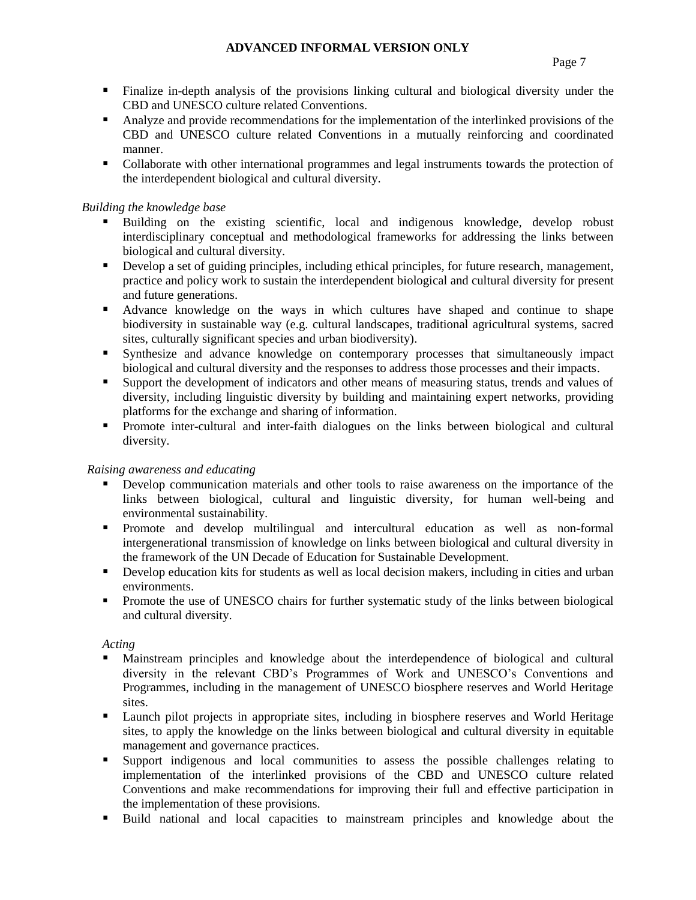- Finalize in-depth analysis of the provisions linking cultural and biological diversity under the CBD and UNESCO culture related Conventions.
- Analyze and provide recommendations for the implementation of the interlinked provisions of the CBD and UNESCO culture related Conventions in a mutually reinforcing and coordinated manner.
- Collaborate with other international programmes and legal instruments towards the protection of the interdependent biological and cultural diversity.

*Building the knowledge base*

- Building on the existing scientific, local and indigenous knowledge, develop robust interdisciplinary conceptual and methodological frameworks for addressing the links between biological and cultural diversity.
- Develop a set of guiding principles, including ethical principles, for future research, management, practice and policy work to sustain the interdependent biological and cultural diversity for present and future generations.
- Advance knowledge on the ways in which cultures have shaped and continue to shape biodiversity in sustainable way (e.g. cultural landscapes, traditional agricultural systems, sacred sites, culturally significant species and urban biodiversity).
- Synthesize and advance knowledge on contemporary processes that simultaneously impact biological and cultural diversity and the responses to address those processes and their impacts.
- Support the development of indicators and other means of measuring status, trends and values of diversity, including linguistic diversity by building and maintaining expert networks, providing platforms for the exchange and sharing of information.
- Promote inter-cultural and inter-faith dialogues on the links between biological and cultural diversity.

*Raising awareness and educating*

- Develop communication materials and other tools to raise awareness on the importance of the links between biological, cultural and linguistic diversity, for human well-being and environmental sustainability.
- Promote and develop multilingual and intercultural education as well as non-formal intergenerational transmission of knowledge on links between biological and cultural diversity in the framework of the UN Decade of Education for Sustainable Development.
- Develop education kits for students as well as local decision makers, including in cities and urban environments.
- Promote the use of UNESCO chairs for further systematic study of the links between biological and cultural diversity.

*Acting*

- Mainstream principles and knowledge about the interdependence of biological and cultural diversity in the relevant CBD's Programmes of Work and UNESCO's Conventions and Programmes, including in the management of UNESCO biosphere reserves and World Heritage sites.
- Launch pilot projects in appropriate sites, including in biosphere reserves and World Heritage sites, to apply the knowledge on the links between biological and cultural diversity in equitable management and governance practices.
- Support indigenous and local communities to assess the possible challenges relating to implementation of the interlinked provisions of the CBD and UNESCO culture related Conventions and make recommendations for improving their full and effective participation in the implementation of these provisions.
- Build national and local capacities to mainstream principles and knowledge about the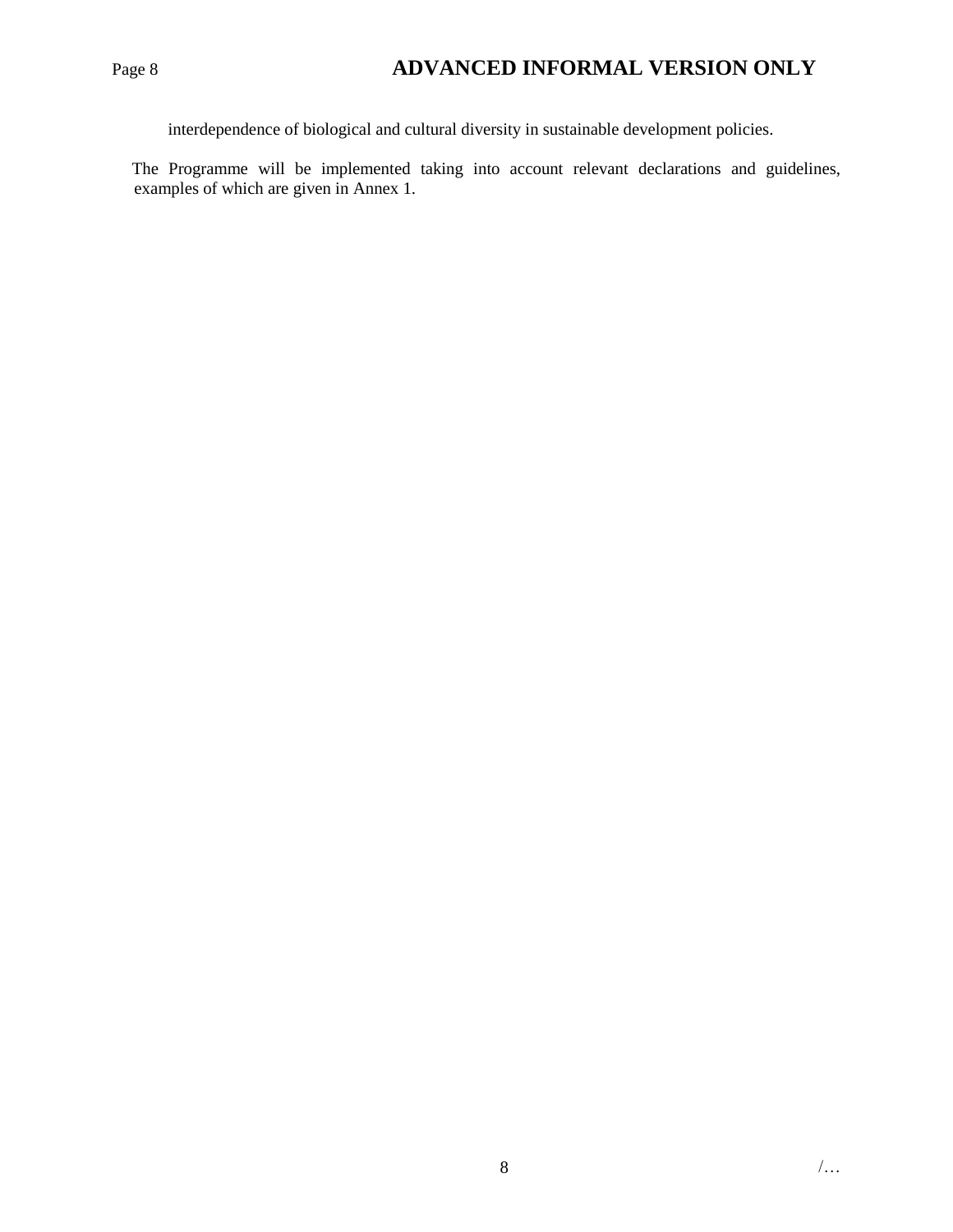interdependence of biological and cultural diversity in sustainable development policies.

The Programme will be implemented taking into account relevant declarations and guidelines, examples of which are given in Annex 1.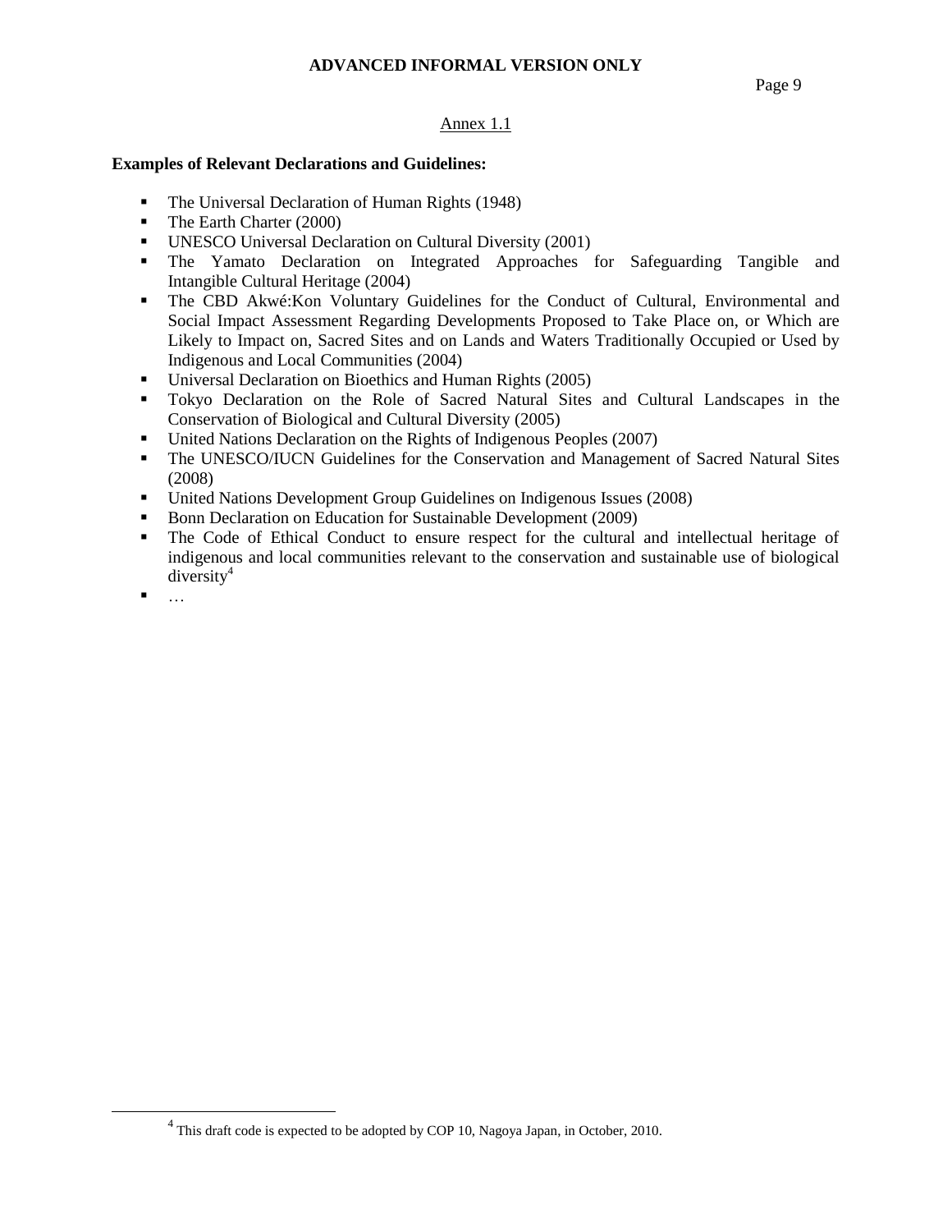ADVANCED INFORMAL VERSION ONLY

## Annex 1.1

**Examples of Relevant Declarations and Guidelines:**

- The Universal Declaration of Human Rights (1948)
- The Earth Charter (2000)
- UNESCO Universal Declaration on Cultural Diversity (2001)
- The Yamato Declaration on Integrated Approaches for Safeguarding Tangible and Intangible Cultural Heritage (2004)
- The CBD Akwé:Kon Voluntary Guidelines for the Conduct of Cultural, Environmental and Social Impact Assessment Regarding Developments Proposed to Take Place on, or Which are Likely to Impact on, Sacred Sites and on Lands and Waters Traditionally Occupied or Used by Indigenous and Local Communities (2004)
- Universal Declaration on Bioethics and Human Rights (2005)
- Tokyo Declaration on the Role of Sacred Natural Sites and Cultural Landscapes in the Conservation of Biological and Cultural Diversity (2005)
- United Nations Declaration on the Rights of Indigenous Peoples (2007)
- The UNESCO/IUCN Guidelines for the Conservation and Management of Sacred Natural Sites (2008)
- United Nations Development Group Guidelines on Indigenous Issues (2008)
- Bonn Declaration on Education for Sustainable Development (2009)
- The Code of Ethical Conduct to ensure respect for the cultural and intellectual heritage of indigenous and local communities relevant to the conservation and sustainable use of biological diversity[4]
- …

[4] This draft code is expected to be adopted by COP 10, Nagoya Japan, in October, 2010.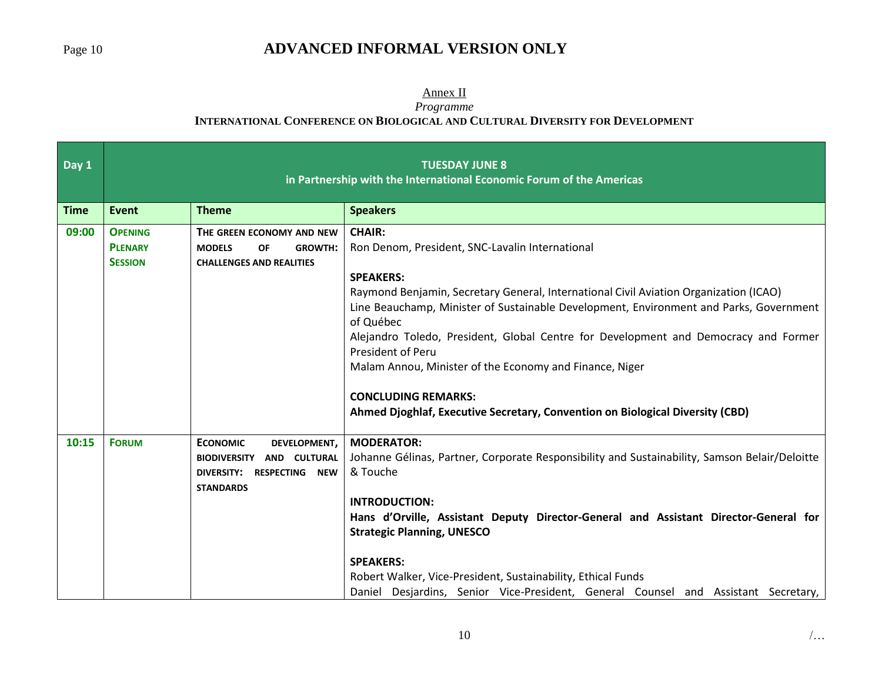ADVANCED INFORMAL VERSION ONLY

Annex II

*Programme*

**INTERNATIONAL CONFERENCE ON BIOLOGICAL AND CULTURAL DIVERSITY FOR DEVELOPMENT**

| Day 1 | TUESDAY JUNE 8<br>in Partnership with the International Economic Forum of the Americas | | |
|---|---|---|---|
| **Time** | **Event** | **Theme** | **Speakers** |
| **09:00** | **OPENING PLENARY SESSION** | **THE GREEN ECONOMY AND NEW MODELS OF GROWTH: CHALLENGES AND REALITIES** | **CHAIR:**<br>Ron Denom, President, SNC-Lavalin International<br><br>**SPEAKERS:**<br>Raymond Benjamin, Secretary General, International Civil Aviation Organization (ICAO)<br>Line Beauchamp, Minister of Sustainable Development, Environment and Parks, Government of Québec<br>Alejandro Toledo, President, Global Centre for Development and Democracy and Former President of Peru<br>Malam Annou, Minister of the Economy and Finance, Niger<br><br>**CONCLUDING REMARKS:**<br>**Ahmed Djoghlaf, Executive Secretary, Convention on Biological Diversity (CBD)** |
| **10:15** | **FORUM** | **ECONOMIC DEVELOPMENT, BIODIVERSITY AND CULTURAL DIVERSITY: RESPECTING NEW STANDARDS** | **MODERATOR:**<br>Johanne Gélinas, Partner, Corporate Responsibility and Sustainability, Samson Belair/Deloitte & Touche<br><br>**INTRODUCTION:**<br>**Hans d'Orville, Assistant Deputy Director-General and Assistant Director-General for Strategic Planning, UNESCO**<br><br>**SPEAKERS:**<br>Robert Walker, Vice-President, Sustainability, Ethical Funds<br>Daniel Desjardins, Senior Vice-President, General Counsel and Assistant Secretary, |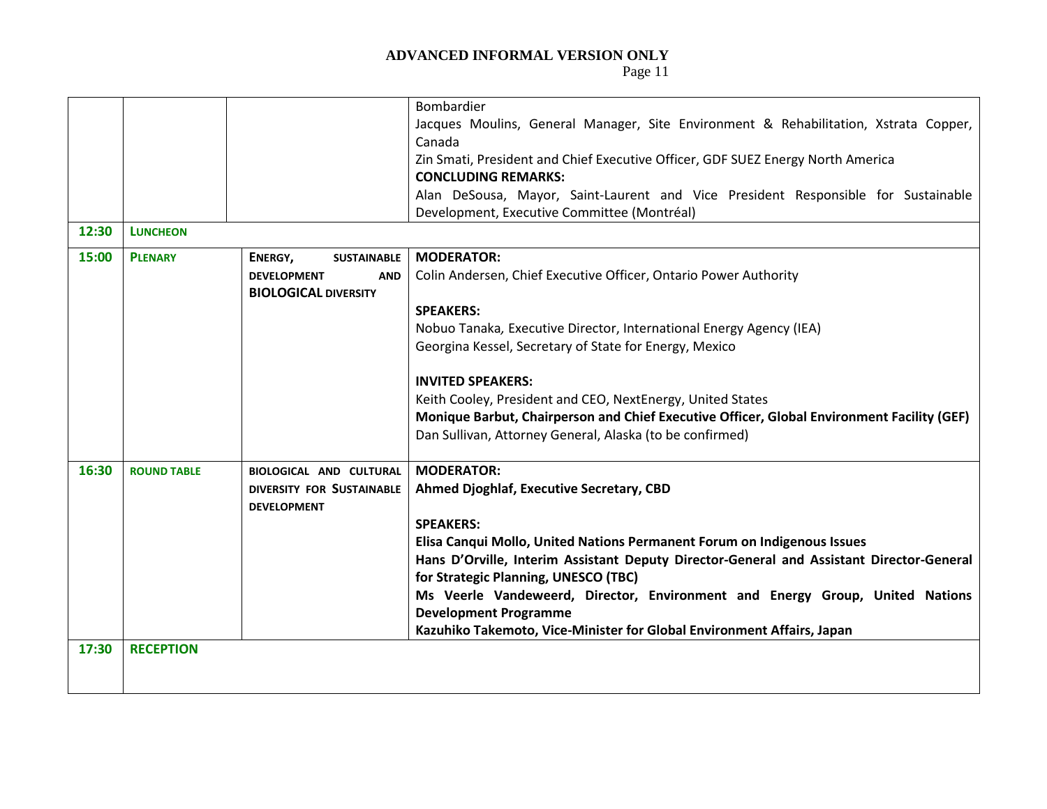| | | | |
|---|---|---|---|
| | | | Bombardier<br>Jacques Moulins, General Manager, Site Environment & Rehabilitation, Xstrata Copper, Canada<br>Zin Smati, President and Chief Executive Officer, GDF SUEZ Energy North America<br>**CONCLUDING REMARKS:**<br>Alan DeSousa, Mayor, Saint-Laurent and Vice President Responsible for Sustainable Development, Executive Committee (Montréal) |
| **12:30** | **LUNCHEON** | | |
| **15:00** | **PLENARY** | **ENERGY, SUSTAINABLE DEVELOPMENT AND BIOLOGICAL DIVERSITY** | **MODERATOR:**<br>Colin Andersen, Chief Executive Officer, Ontario Power Authority<br><br>**SPEAKERS:**<br>Nobuo Tanaka, Executive Director, International Energy Agency (IEA)<br>Georgina Kessel, Secretary of State for Energy, Mexico<br><br>**INVITED SPEAKERS:**<br>Keith Cooley, President and CEO, NextEnergy, United States<br>**Monique Barbut, Chairperson and Chief Executive Officer, Global Environment Facility (GEF)**<br>Dan Sullivan, Attorney General, Alaska (to be confirmed) |
| **16:30** | **ROUND TABLE** | **BIOLOGICAL AND CULTURAL DIVERSITY FOR SUSTAINABLE DEVELOPMENT** | **MODERATOR:**<br>**Ahmed Djoghlaf, Executive Secretary, CBD**<br><br>**SPEAKERS:**<br>**Elisa Canqui Mollo, United Nations Permanent Forum on Indigenous Issues**<br>**Hans D'Orville, Interim Assistant Deputy Director-General and Assistant Director-General for Strategic Planning, UNESCO (TBC)**<br>**Ms Veerle Vandeweerd, Director, Environment and Energy Group, United Nations Development Programme**<br>**Kazuhiko Takemoto, Vice-Minister for Global Environment Affairs, Japan** |
| **17:30** | **RECEPTION** | | |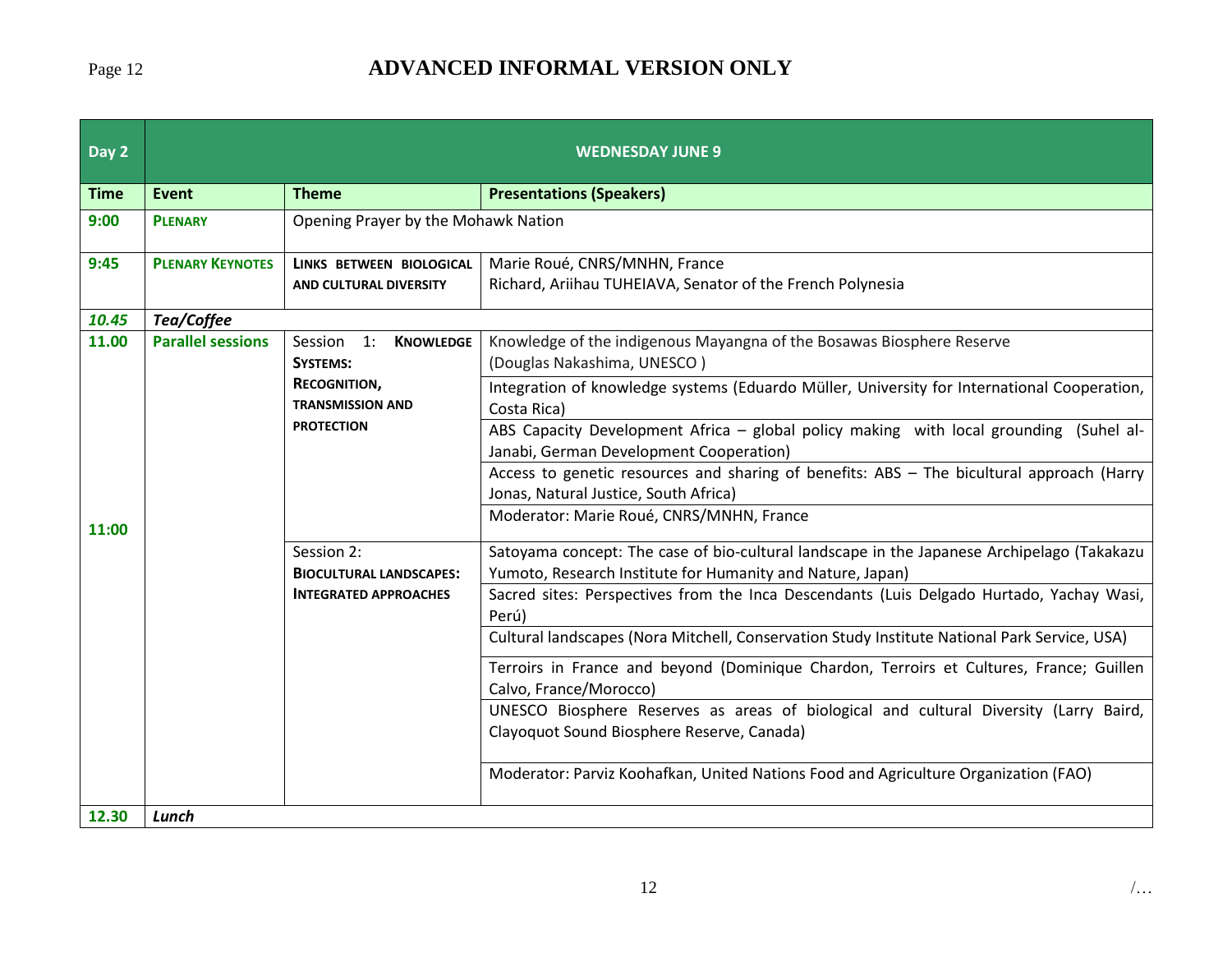**ADVANCED INFORMAL VERSION ONLY**

| Day 2 | WEDNESDAY JUNE 9 | | |
|---|---|---|---|
| **Time** | **Event** | **Theme** | **Presentations (Speakers)** |
| **9:00** | **PLENARY** | Opening Prayer by the Mohawk Nation | |
| **9:45** | **PLENARY KEYNOTES** | **LINKS BETWEEN BIOLOGICAL AND CULTURAL DIVERSITY** | Marie Roué, CNRS/MNHN, France<br>Richard, Ariihau TUHEIAVA, Senator of the French Polynesia |
| ***10.45*** | ***Tea/Coffee*** | | |
| **11.00** | **Parallel sessions** | Session 1: **KNOWLEDGE SYSTEMS: RECOGNITION, TRANSMISSION AND PROTECTION** | Knowledge of the indigenous Mayangna of the Bosawas Biosphere Reserve (Douglas Nakashima, UNESCO ) |
| | | | Integration of knowledge systems (Eduardo Müller, University for International Cooperation, Costa Rica) |
| | | | ABS Capacity Development Africa – global policy making with local grounding (Suhel al-Janabi, German Development Cooperation) |
| | | | Access to genetic resources and sharing of benefits: ABS – The bicultural approach (Harry Jonas, Natural Justice, South Africa) |
| **11:00** | | | Moderator: Marie Roué, CNRS/MNHN, France |
| | | Session 2: **BIOCULTURAL LANDSCAPES: INTEGRATED APPROACHES** | Satoyama concept: The case of bio-cultural landscape in the Japanese Archipelago (Takakazu Yumoto, Research Institute for Humanity and Nature, Japan) |
| | | | Sacred sites: Perspectives from the Inca Descendants (Luis Delgado Hurtado, Yachay Wasi, Perú) |
| | | | Cultural landscapes (Nora Mitchell, Conservation Study Institute National Park Service, USA) |
| | | | Terroirs in France and beyond (Dominique Chardon, Terroirs et Cultures, France; Guillen Calvo, France/Morocco) |
| | | | UNESCO Biosphere Reserves as areas of biological and cultural Diversity (Larry Baird, Clayoquot Sound Biosphere Reserve, Canada) |
| | | | Moderator: Parviz Koohafkan, United Nations Food and Agriculture Organization (FAO) |
| **12.30** | ***Lunch*** | | |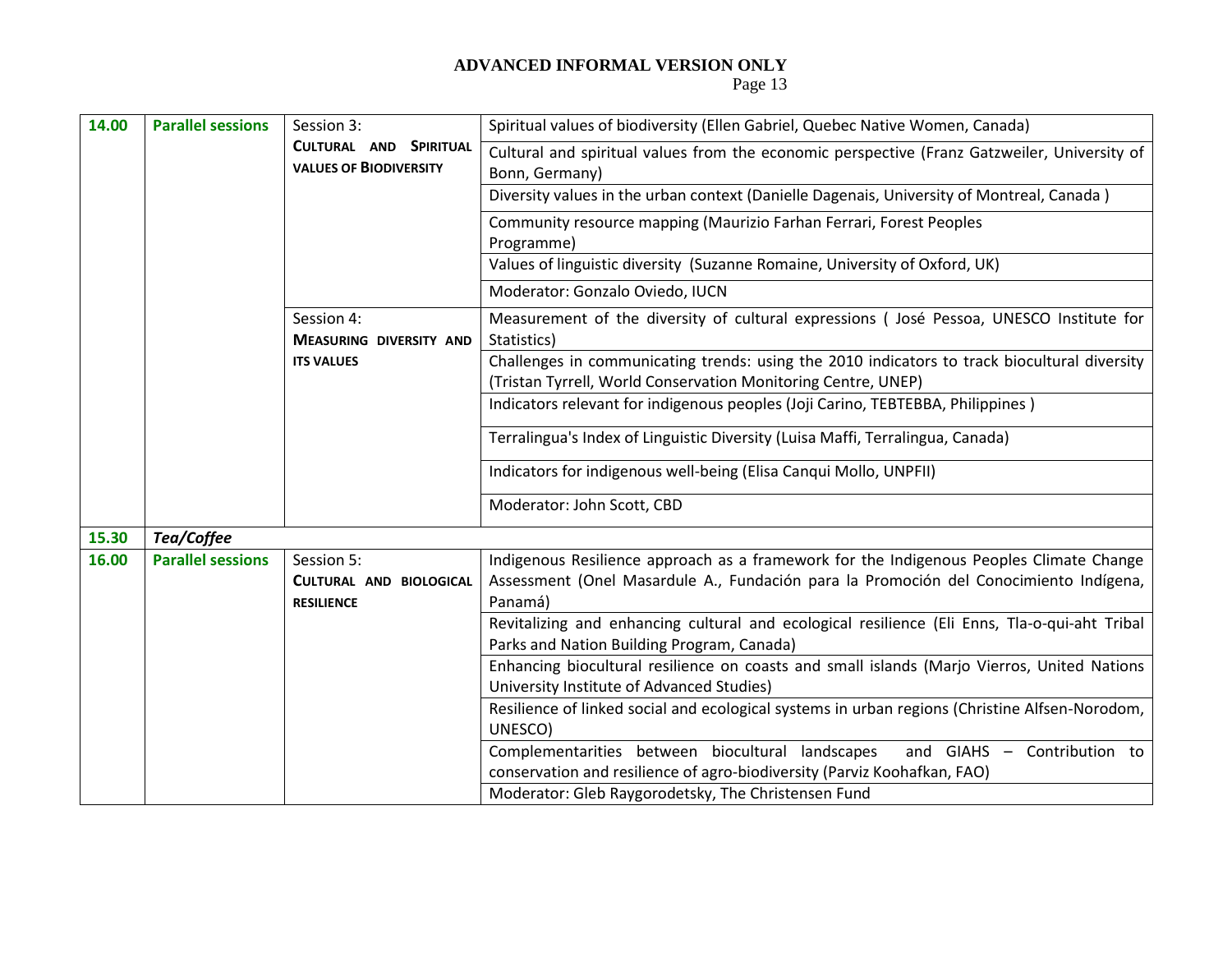**ADVANCED INFORMAL VERSION ONLY**

| Time | Item | Session | Presentation |
|---|---|---|---|
| **14.00** | **Parallel sessions** | Session 3: **CULTURAL AND SPIRITUAL VALUES OF BIODIVERSITY** | Spiritual values of biodiversity (Ellen Gabriel, Quebec Native Women, Canada) |
| | | | Cultural and spiritual values from the economic perspective (Franz Gatzweiler, University of Bonn, Germany) |
| | | | Diversity values in the urban context (Danielle Dagenais, University of Montreal, Canada ) |
| | | | Community resource mapping (Maurizio Farhan Ferrari, Forest Peoples Programme) |
| | | | Values of linguistic diversity (Suzanne Romaine, University of Oxford, UK) |
| | | | Moderator: Gonzalo Oviedo, IUCN |
| | | Session 4: **MEASURING DIVERSITY AND ITS VALUES** | Measurement of the diversity of cultural expressions ( José Pessoa, UNESCO Institute for Statistics) |
| | | | Challenges in communicating trends: using the 2010 indicators to track biocultural diversity (Tristan Tyrrell, World Conservation Monitoring Centre, UNEP) |
| | | | Indicators relevant for indigenous peoples (Joji Carino, TEBTEBBA, Philippines ) |
| | | | Terralingua's Index of Linguistic Diversity (Luisa Maffi, Terralingua, Canada) |
| | | | Indicators for indigenous well-being (Elisa Canqui Mollo, UNPFII) |
| | | | Moderator: John Scott, CBD |
| **15.30** | ***Tea/Coffee*** | | |
| **16.00** | **Parallel sessions** | Session 5: **CULTURAL AND BIOLOGICAL RESILIENCE** | Indigenous Resilience approach as a framework for the Indigenous Peoples Climate Change Assessment (Onel Masardule A., Fundación para la Promoción del Conocimiento Indígena, Panamá) |
| | | | Revitalizing and enhancing cultural and ecological resilience (Eli Enns, Tla-o-qui-aht Tribal Parks and Nation Building Program, Canada) |
| | | | Enhancing biocultural resilience on coasts and small islands (Marjo Vierros, United Nations University Institute of Advanced Studies) |
| | | | Resilience of linked social and ecological systems in urban regions (Christine Alfsen-Norodom, UNESCO) |
| | | | Complementarities between biocultural landscapes and GIAHS – Contribution to conservation and resilience of agro-biodiversity (Parviz Koohafkan, FAO) |
| | | | Moderator: Gleb Raygorodetsky, The Christensen Fund |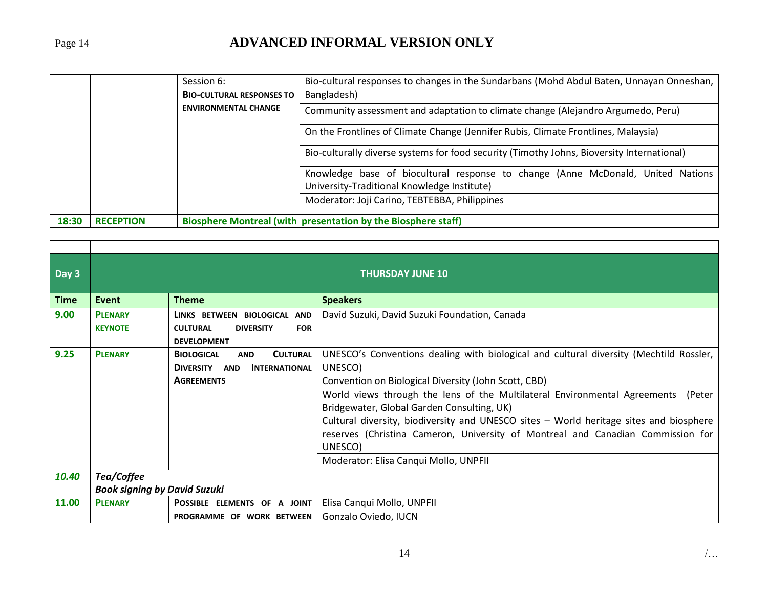ADVANCED INFORMAL VERSION ONLY

| | | | |
|---|---|---|---|
| | | Session 6: **BIO-CULTURAL RESPONSES TO ENVIRONMENTAL CHANGE** | Bio-cultural responses to changes in the Sundarbans (Mohd Abdul Baten, Unnayan Onneshan, Bangladesh) |
| | | | Community assessment and adaptation to climate change (Alejandro Argumedo, Peru) |
| | | | On the Frontlines of Climate Change (Jennifer Rubis, Climate Frontlines, Malaysia) |
| | | | Bio-culturally diverse systems for food security (Timothy Johns, Bioversity International) |
| | | | Knowledge base of biocultural response to change (Anne McDonald, United Nations University-Traditional Knowledge Institute) |
| | | | Moderator: Joji Carino, TEBTEBBA, Philippines |
| **18:30** | **RECEPTION** | **Biosphere Montreal (with presentation by the Biosphere staff)** | |

| **Day 3** | **THURSDAY JUNE 10** | | |
|---|---|---|---|
| **Time** | **Event** | **Theme** | **Speakers** |
| **9.00** | **PLENARY KEYNOTE** | **LINKS BETWEEN BIOLOGICAL AND CULTURAL DIVERSITY FOR DEVELOPMENT** | David Suzuki, David Suzuki Foundation, Canada |
| **9.25** | **PLENARY** | **BIOLOGICAL AND CULTURAL DIVERSITY AND INTERNATIONAL AGREEMENTS** | UNESCO's Conventions dealing with biological and cultural diversity (Mechtild Rossler, UNESCO) |
| | | | Convention on Biological Diversity (John Scott, CBD) |
| | | | World views through the lens of the Multilateral Environmental Agreements (Peter Bridgewater, Global Garden Consulting, UK) |
| | | | Cultural diversity, biodiversity and UNESCO sites – World heritage sites and biosphere reserves (Christina Cameron, University of Montreal and Canadian Commission for UNESCO) |
| | | | Moderator: Elisa Canqui Mollo, UNPFII |
| ***10.40*** | ***Tea/Coffee*** ***Book signing by David Suzuki*** | | |
| **11.00** | **PLENARY** | **POSSIBLE ELEMENTS OF A JOINT PROGRAMME OF WORK BETWEEN** | Elisa Canqui Mollo, UNPFII |
| | | | Gonzalo Oviedo, IUCN |

/…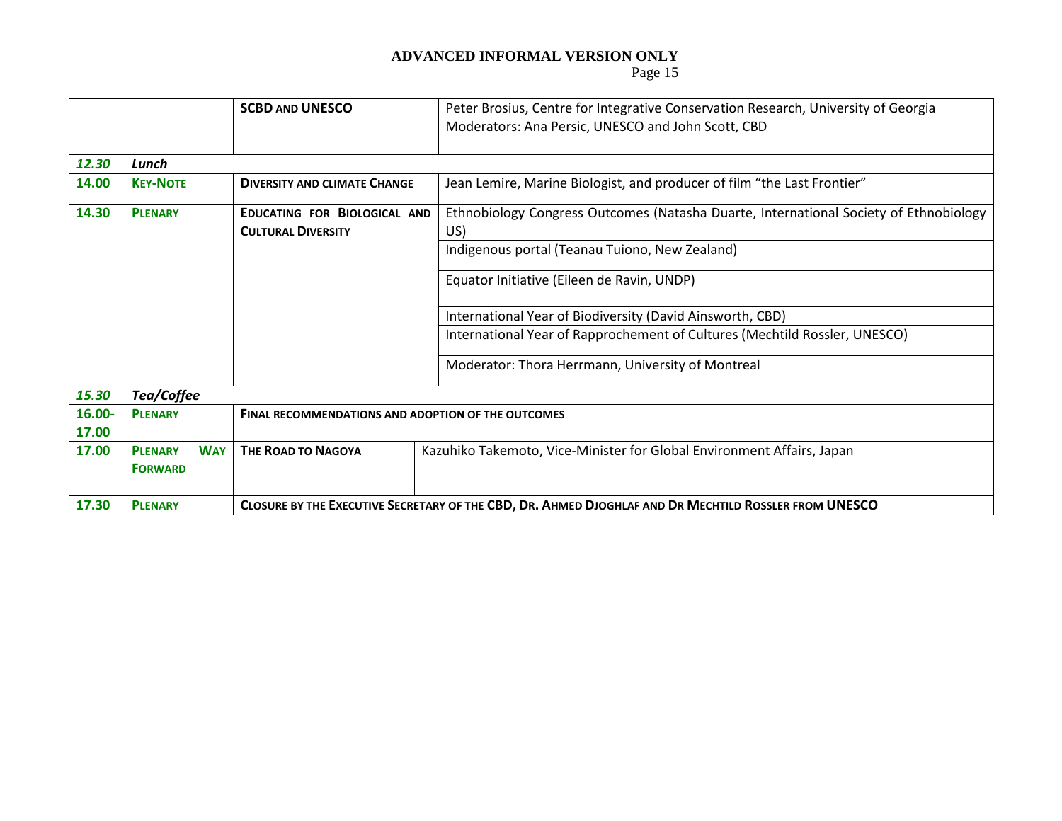| | | | |
|---|---|---|---|
| | | **SCBD and UNESCO** | Peter Brosius, Centre for Integrative Conservation Research, University of Georgia |
| | | | Moderators: Ana Persic, UNESCO and John Scott, CBD |
| ***12.30*** | ***Lunch*** | | |
| **14.00** | **Key-Note** | **Diversity and climate Change** | Jean Lemire, Marine Biologist, and producer of film “the Last Frontier” |
| **14.30** | **Plenary** | **Educating for Biological and Cultural Diversity** | Ethnobiology Congress Outcomes (Natasha Duarte, International Society of Ethnobiology US) |
| | | | Indigenous portal (Teanau Tuiono, New Zealand) |
| | | | Equator Initiative (Eileen de Ravin, UNDP) |
| | | | International Year of Biodiversity (David Ainsworth, CBD) |
| | | | International Year of Rapprochement of Cultures (Mechtild Rossler, UNESCO) |
| | | | Moderator: Thora Herrmann, University of Montreal |
| ***15.30*** | ***Tea/Coffee*** | | |
| **16.00-17.00** | **Plenary** | **Final recommendations and adoption of the outcomes** | |
| **17.00** | **Plenary Way Forward** | **The Road to Nagoya** | Kazuhiko Takemoto, Vice-Minister for Global Environment Affairs, Japan |
| **17.30** | **Plenary** | **Closure by the Executive Secretary of the CBD, Dr. Ahmed Djoghlaf and Dr Mechtild Rossler from UNESCO** | |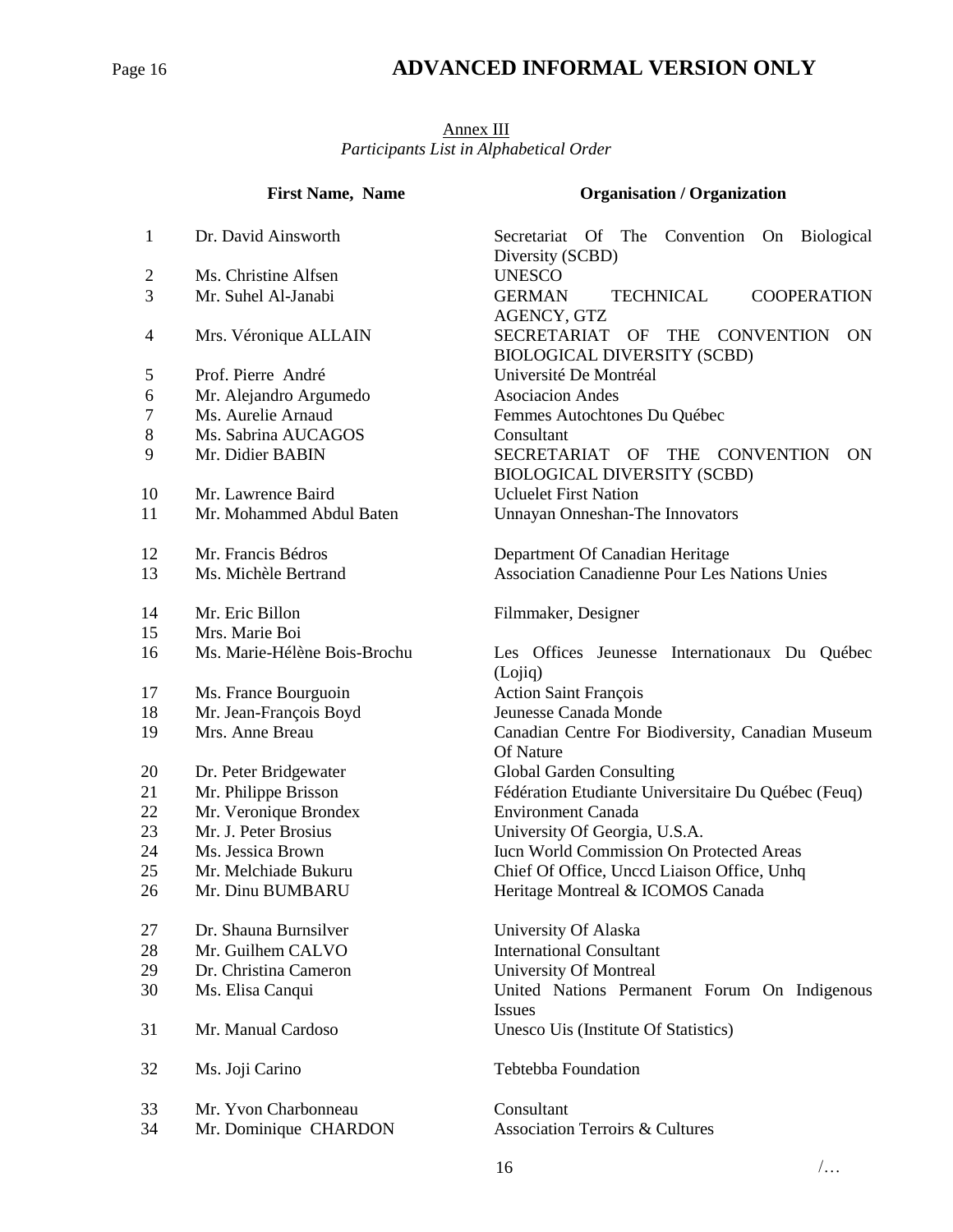## Annex III

*Participants List in Alphabetical Order*

| | First Name, Name | Organisation / Organization |
|---|---|---|
| 1 | Dr. David Ainsworth | Secretariat Of The Convention On Biological Diversity (SCBD) |
| 2 | Ms. Christine Alfsen | UNESCO |
| 3 | Mr. Suhel Al-Janabi | GERMAN TECHNICAL COOPERATION AGENCY, GTZ |
| 4 | Mrs. Véronique ALLAIN | SECRETARIAT OF THE CONVENTION ON BIOLOGICAL DIVERSITY (SCBD) |
| 5 | Prof. Pierre André | Université De Montréal |
| 6 | Mr. Alejandro Argumedo | Asociacion Andes |
| 7 | Ms. Aurelie Arnaud | Femmes Autochtones Du Québec |
| 8 | Ms. Sabrina AUCAGOS | Consultant |
| 9 | Mr. Didier BABIN | SECRETARIAT OF THE CONVENTION ON BIOLOGICAL DIVERSITY (SCBD) |
| 10 | Mr. Lawrence Baird | Ucluelet First Nation |
| 11 | Mr. Mohammed Abdul Baten | Unnayan Onneshan-The Innovators |
| 12 | Mr. Francis Bédros | Department Of Canadian Heritage |
| 13 | Ms. Michèle Bertrand | Association Canadienne Pour Les Nations Unies |
| 14 | Mr. Eric Billon | Filmmaker, Designer |
| 15 | Mrs. Marie Boi | |
| 16 | Ms. Marie-Hélène Bois-Brochu | Les Offices Jeunesse Internationaux Du Québec (Lojiq) |
| 17 | Ms. France Bourguoin | Action Saint François |
| 18 | Mr. Jean-François Boyd | Jeunesse Canada Monde |
| 19 | Mrs. Anne Breau | Canadian Centre For Biodiversity, Canadian Museum Of Nature |
| 20 | Dr. Peter Bridgewater | Global Garden Consulting |
| 21 | Mr. Philippe Brisson | Fédération Etudiante Universitaire Du Québec (Feuq) |
| 22 | Mr. Veronique Brondex | Environment Canada |
| 23 | Mr. J. Peter Brosius | University Of Georgia, U.S.A. |
| 24 | Ms. Jessica Brown | Iucn World Commission On Protected Areas |
| 25 | Mr. Melchiade Bukuru | Chief Of Office, Unccd Liaison Office, Unhq |
| 26 | Mr. Dinu BUMBARU | Heritage Montreal & ICOMOS Canada |
| 27 | Dr. Shauna Burnsilver | University Of Alaska |
| 28 | Mr. Guilhem CALVO | International Consultant |
| 29 | Dr. Christina Cameron | University Of Montreal |
| 30 | Ms. Elisa Canqui | United Nations Permanent Forum On Indigenous Issues |
| 31 | Mr. Manual Cardoso | Unesco Uis (Institute Of Statistics) |
| 32 | Ms. Joji Carino | Tebtebba Foundation |
| 33 | Mr. Yvon Charbonneau | Consultant |
| 34 | Mr. Dominique CHARDON | Association Terroirs & Cultures |

/…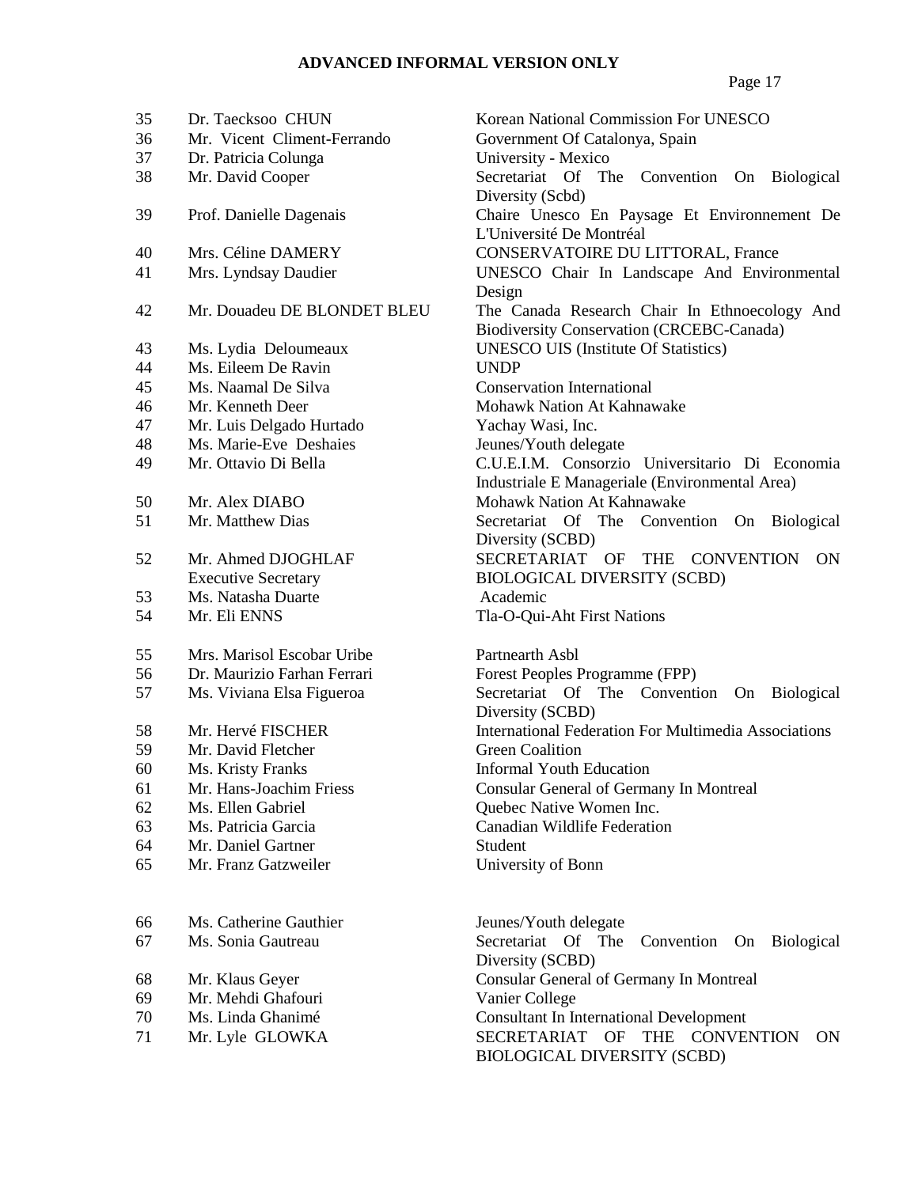| | | |
|---|---|---|
| 35 | Dr. Taecksoo CHUN | Korean National Commission For UNESCO |
| 36 | Mr. Vicent Climent-Ferrando | Government Of Catalonya, Spain |
| 37 | Dr. Patricia Colunga | University - Mexico |
| 38 | Mr. David Cooper | Secretariat Of The Convention On Biological Diversity (Scbd) |
| 39 | Prof. Danielle Dagenais | Chaire Unesco En Paysage Et Environnement De L'Université De Montréal |
| 40 | Mrs. Céline DAMERY | CONSERVATOIRE DU LITTORAL, France |
| 41 | Mrs. Lyndsay Daudier | UNESCO Chair In Landscape And Environmental Design |
| 42 | Mr. Douadeu DE BLONDET BLEU | The Canada Research Chair In Ethnoecology And Biodiversity Conservation (CRCEBC-Canada) |
| 43 | Ms. Lydia Deloumeaux | UNESCO UIS (Institute Of Statistics) |
| 44 | Ms. Eileem De Ravin | UNDP |
| 45 | Ms. Naamal De Silva | Conservation International |
| 46 | Mr. Kenneth Deer | Mohawk Nation At Kahnawake |
| 47 | Mr. Luis Delgado Hurtado | Yachay Wasi, Inc. |
| 48 | Ms. Marie-Eve Deshaies | Jeunes/Youth delegate |
| 49 | Mr. Ottavio Di Bella | C.U.E.I.M. Consorzio Universitario Di Economia Industriale E Manageriale (Environmental Area) |
| 50 | Mr. Alex DIABO | Mohawk Nation At Kahnawake |
| 51 | Mr. Matthew Dias | Secretariat Of The Convention On Biological Diversity (SCBD) |
| 52 | Mr. Ahmed DJOGHLAF Executive Secretary | SECRETARIAT OF THE CONVENTION ON BIOLOGICAL DIVERSITY (SCBD) |
| 53 | Ms. Natasha Duarte | Academic |
| 54 | Mr. Eli ENNS | Tla-O-Qui-Aht First Nations |
| 55 | Mrs. Marisol Escobar Uribe | Partnearth Asbl |
| 56 | Dr. Maurizio Farhan Ferrari | Forest Peoples Programme (FPP) |
| 57 | Ms. Viviana Elsa Figueroa | Secretariat Of The Convention On Biological Diversity (SCBD) |
| 58 | Mr. Hervé FISCHER | International Federation For Multimedia Associations |
| 59 | Mr. David Fletcher | Green Coalition |
| 60 | Ms. Kristy Franks | Informal Youth Education |
| 61 | Mr. Hans-Joachim Friess | Consular General of Germany In Montreal |
| 62 | Ms. Ellen Gabriel | Quebec Native Women Inc. |
| 63 | Ms. Patricia Garcia | Canadian Wildlife Federation |
| 64 | Mr. Daniel Gartner | Student |
| 65 | Mr. Franz Gatzweiler | University of Bonn |
| 66 | Ms. Catherine Gauthier | Jeunes/Youth delegate |
| 67 | Ms. Sonia Gautreau | Secretariat Of The Convention On Biological Diversity (SCBD) |
| 68 | Mr. Klaus Geyer | Consular General of Germany In Montreal |
| 69 | Mr. Mehdi Ghafouri | Vanier College |
| 70 | Ms. Linda Ghanimé | Consultant In International Development |
| 71 | Mr. Lyle GLOWKA | SECRETARIAT OF THE CONVENTION ON BIOLOGICAL DIVERSITY (SCBD) |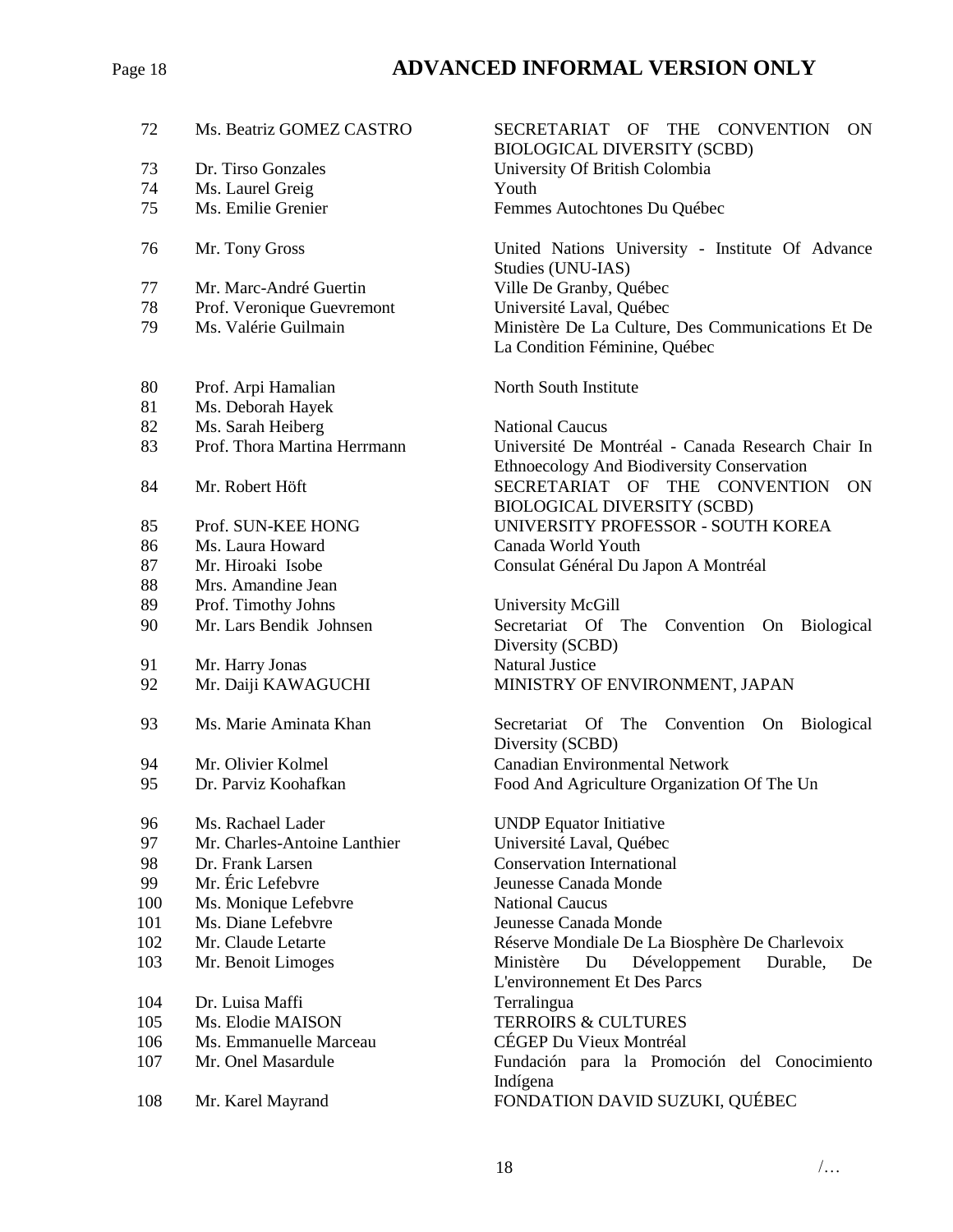| | | |
|---|---|---|
| 72 | Ms. Beatriz GOMEZ CASTRO | SECRETARIAT OF THE CONVENTION ON BIOLOGICAL DIVERSITY (SCBD) |
| 73 | Dr. Tirso Gonzales | University Of British Colombia |
| 74 | Ms. Laurel Greig | Youth |
| 75 | Ms. Emilie Grenier | Femmes Autochtones Du Québec |
| 76 | Mr. Tony Gross | United Nations University - Institute Of Advance Studies (UNU-IAS) |
| 77 | Mr. Marc-André Guertin | Ville De Granby, Québec |
| 78 | Prof. Veronique Guevremont | Université Laval, Québec |
| 79 | Ms. Valérie Guilmain | Ministère De La Culture, Des Communications Et De La Condition Féminine, Québec |
| 80 | Prof. Arpi Hamalian | North South Institute |
| 81 | Ms. Deborah Hayek | |
| 82 | Ms. Sarah Heiberg | National Caucus |
| 83 | Prof. Thora Martina Herrmann | Université De Montréal - Canada Research Chair In Ethnoecology And Biodiversity Conservation |
| 84 | Mr. Robert Höft | SECRETARIAT OF THE CONVENTION ON BIOLOGICAL DIVERSITY (SCBD) |
| 85 | Prof. SUN-KEE HONG | UNIVERSITY PROFESSOR - SOUTH KOREA |
| 86 | Ms. Laura Howard | Canada World Youth |
| 87 | Mr. Hiroaki Isobe | Consulat Général Du Japon A Montréal |
| 88 | Mrs. Amandine Jean | |
| 89 | Prof. Timothy Johns | University McGill |
| 90 | Mr. Lars Bendik Johnsen | Secretariat Of The Convention On Biological Diversity (SCBD) |
| 91 | Mr. Harry Jonas | Natural Justice |
| 92 | Mr. Daiji KAWAGUCHI | MINISTRY OF ENVIRONMENT, JAPAN |
| 93 | Ms. Marie Aminata Khan | Secretariat Of The Convention On Biological Diversity (SCBD) |
| 94 | Mr. Olivier Kolmel | Canadian Environmental Network |
| 95 | Dr. Parviz Koohafkan | Food And Agriculture Organization Of The Un |
| 96 | Ms. Rachael Lader | UNDP Equator Initiative |
| 97 | Mr. Charles-Antoine Lanthier | Université Laval, Québec |
| 98 | Dr. Frank Larsen | Conservation International |
| 99 | Mr. Éric Lefebvre | Jeunesse Canada Monde |
| 100 | Ms. Monique Lefebvre | National Caucus |
| 101 | Ms. Diane Lefebvre | Jeunesse Canada Monde |
| 102 | Mr. Claude Letarte | Réserve Mondiale De La Biosphère De Charlevoix |
| 103 | Mr. Benoit Limoges | Ministère Du Développement Durable, De L'environnement Et Des Parcs |
| 104 | Dr. Luisa Maffi | Terralingua |
| 105 | Ms. Elodie MAISON | TERROIRS & CULTURES |
| 106 | Ms. Emmanuelle Marceau | CÉGEP Du Vieux Montréal |
| 107 | Mr. Onel Masardule | Fundación para la Promoción del Conocimiento Indígena |
| 108 | Mr. Karel Mayrand | FONDATION DAVID SUZUKI, QUÉBEC |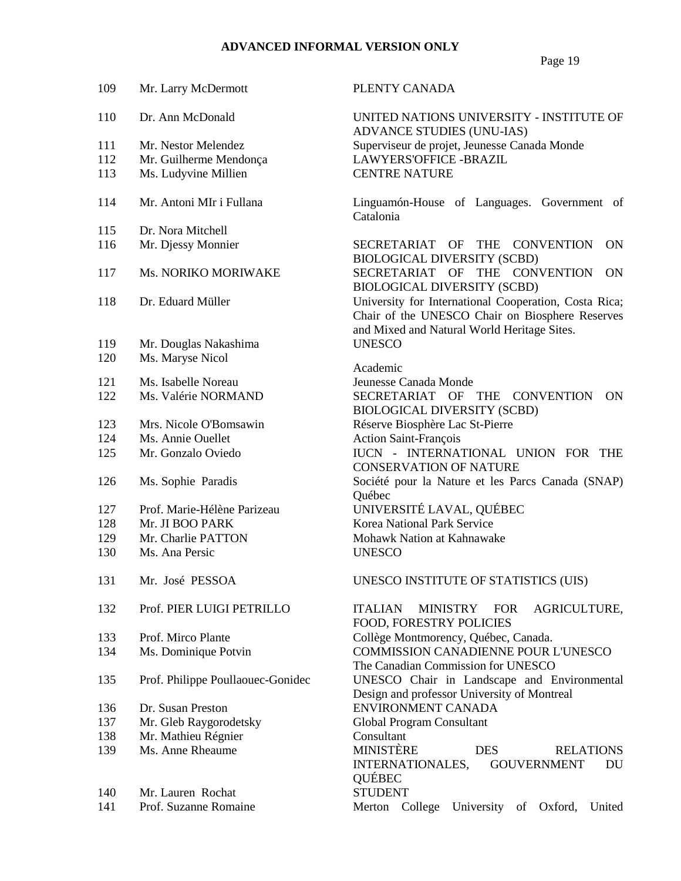**ADVANCED INFORMAL VERSION ONLY**

| | | |
|---|---|---|
| 109 | Mr. Larry McDermott | PLENTY CANADA |
| 110 | Dr. Ann McDonald | UNITED NATIONS UNIVERSITY - INSTITUTE OF ADVANCE STUDIES (UNU-IAS) |
| 111 | Mr. Nestor Melendez | Superviseur de projet, Jeunesse Canada Monde |
| 112 | Mr. Guilherme Mendonça | LAWYERS'OFFICE -BRAZIL |
| 113 | Ms. Ludyvine Millien | CENTRE NATURE |
| 114 | Mr. Antoni MIr i Fullana | Linguamón-House of Languages. Government of Catalonia |
| 115 | Dr. Nora Mitchell | |
| 116 | Mr. Djessy Monnier | SECRETARIAT OF THE CONVENTION ON BIOLOGICAL DIVERSITY (SCBD) |
| 117 | Ms. NORIKO MORIWAKE | SECRETARIAT OF THE CONVENTION ON BIOLOGICAL DIVERSITY (SCBD) |
| 118 | Dr. Eduard Müller | University for International Cooperation, Costa Rica; Chair of the UNESCO Chair on Biosphere Reserves and Mixed and Natural World Heritage Sites. |
| 119 | Mr. Douglas Nakashima | UNESCO |
| 120 | Ms. Maryse Nicol | Academic |
| 121 | Ms. Isabelle Noreau | Jeunesse Canada Monde |
| 122 | Ms. Valérie NORMAND | SECRETARIAT OF THE CONVENTION ON BIOLOGICAL DIVERSITY (SCBD) |
| 123 | Mrs. Nicole O'Bomsawin | Réserve Biosphère Lac St-Pierre |
| 124 | Ms. Annie Ouellet | Action Saint-François |
| 125 | Mr. Gonzalo Oviedo | IUCN - INTERNATIONAL UNION FOR THE CONSERVATION OF NATURE |
| 126 | Ms. Sophie Paradis | Société pour la Nature et les Parcs Canada (SNAP) Québec |
| 127 | Prof. Marie-Hélène Parizeau | UNIVERSITÉ LAVAL, QUÉBEC |
| 128 | Mr. JI BOO PARK | Korea National Park Service |
| 129 | Mr. Charlie PATTON | Mohawk Nation at Kahnawake |
| 130 | Ms. Ana Persic | UNESCO |
| 131 | Mr. José PESSOA | UNESCO INSTITUTE OF STATISTICS (UIS) |
| 132 | Prof. PIER LUIGI PETRILLO | ITALIAN MINISTRY FOR AGRICULTURE, FOOD, FORESTRY POLICIES |
| 133 | Prof. Mirco Plante | Collège Montmorency, Québec, Canada. |
| 134 | Ms. Dominique Potvin | COMMISSION CANADIENNE POUR L'UNESCO The Canadian Commission for UNESCO |
| 135 | Prof. Philippe Poullaouec-Gonidec | UNESCO Chair in Landscape and Environmental Design and professor University of Montreal |
| 136 | Dr. Susan Preston | ENVIRONMENT CANADA |
| 137 | Mr. Gleb Raygorodetsky | Global Program Consultant |
| 138 | Mr. Mathieu Régnier | Consultant |
| 139 | Ms. Anne Rheaume | MINISTÈRE DES RELATIONS INTERNATIONALES, GOUVERNMENT DU QUÉBEC |
| 140 | Mr. Lauren Rochat | STUDENT |
| 141 | Prof. Suzanne Romaine | Merton College University of Oxford, United |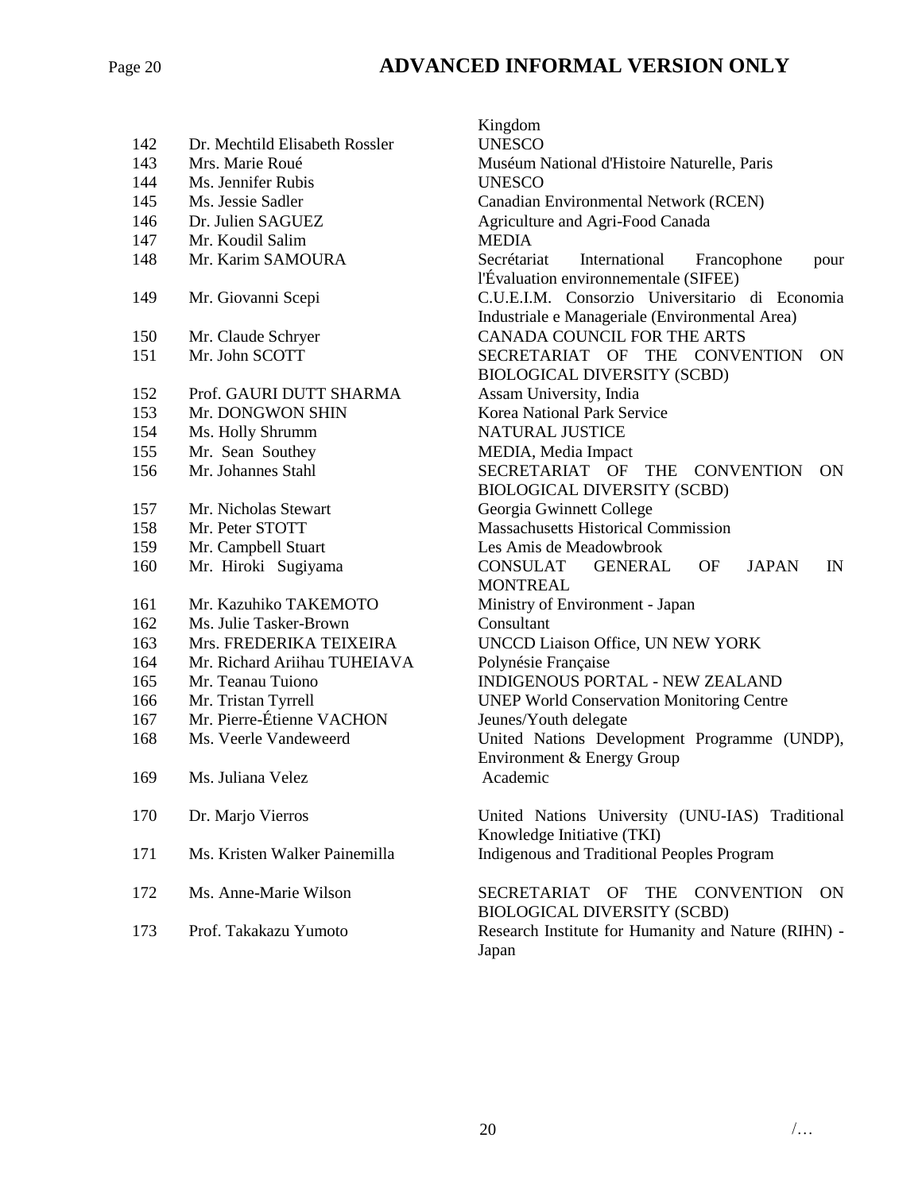| | | |
|---|---|---|
| | | Kingdom |
| 142 | Dr. Mechtild Elisabeth Rossler | UNESCO |
| 143 | Mrs. Marie Roué | Muséum National d'Histoire Naturelle, Paris |
| 144 | Ms. Jennifer Rubis | UNESCO |
| 145 | Ms. Jessie Sadler | Canadian Environmental Network (RCEN) |
| 146 | Dr. Julien SAGUEZ | Agriculture and Agri-Food Canada |
| 147 | Mr. Koudil Salim | MEDIA |
| 148 | Mr. Karim SAMOURA | Secrétariat International Francophone pour l'Évaluation environnementale (SIFEE) |
| 149 | Mr. Giovanni Scepi | C.U.E.I.M. Consorzio Universitario di Economia Industriale e Manageriale (Environmental Area) |
| 150 | Mr. Claude Schryer | CANADA COUNCIL FOR THE ARTS |
| 151 | Mr. John SCOTT | SECRETARIAT OF THE CONVENTION ON BIOLOGICAL DIVERSITY (SCBD) |
| 152 | Prof. GAURI DUTT SHARMA | Assam University, India |
| 153 | Mr. DONGWON SHIN | Korea National Park Service |
| 154 | Ms. Holly Shrumm | NATURAL JUSTICE |
| 155 | Mr. Sean Southey | MEDIA, Media Impact |
| 156 | Mr. Johannes Stahl | SECRETARIAT OF THE CONVENTION ON BIOLOGICAL DIVERSITY (SCBD) |
| 157 | Mr. Nicholas Stewart | Georgia Gwinnett College |
| 158 | Mr. Peter STOTT | Massachusetts Historical Commission |
| 159 | Mr. Campbell Stuart | Les Amis de Meadowbrook |
| 160 | Mr. Hiroki Sugiyama | CONSULAT GENERAL OF JAPAN IN MONTREAL |
| 161 | Mr. Kazuhiko TAKEMOTO | Ministry of Environment - Japan |
| 162 | Ms. Julie Tasker-Brown | Consultant |
| 163 | Mrs. FREDERIKA TEIXEIRA | UNCCD Liaison Office, UN NEW YORK |
| 164 | Mr. Richard Ariihau TUHEIAVA | Polynésie Française |
| 165 | Mr. Teanau Tuiono | INDIGENOUS PORTAL - NEW ZEALAND |
| 166 | Mr. Tristan Tyrrell | UNEP World Conservation Monitoring Centre |
| 167 | Mr. Pierre-Étienne VACHON | Jeunes/Youth delegate |
| 168 | Ms. Veerle Vandeweerd | United Nations Development Programme (UNDP), Environment & Energy Group |
| 169 | Ms. Juliana Velez | Academic |
| 170 | Dr. Marjo Vierros | United Nations University (UNU-IAS) Traditional Knowledge Initiative (TKI) |
| 171 | Ms. Kristen Walker Painemilla | Indigenous and Traditional Peoples Program |
| 172 | Ms. Anne-Marie Wilson | SECRETARIAT OF THE CONVENTION ON BIOLOGICAL DIVERSITY (SCBD) |
| 173 | Prof. Takakazu Yumoto | Research Institute for Humanity and Nature (RIHN) - Japan |

/…